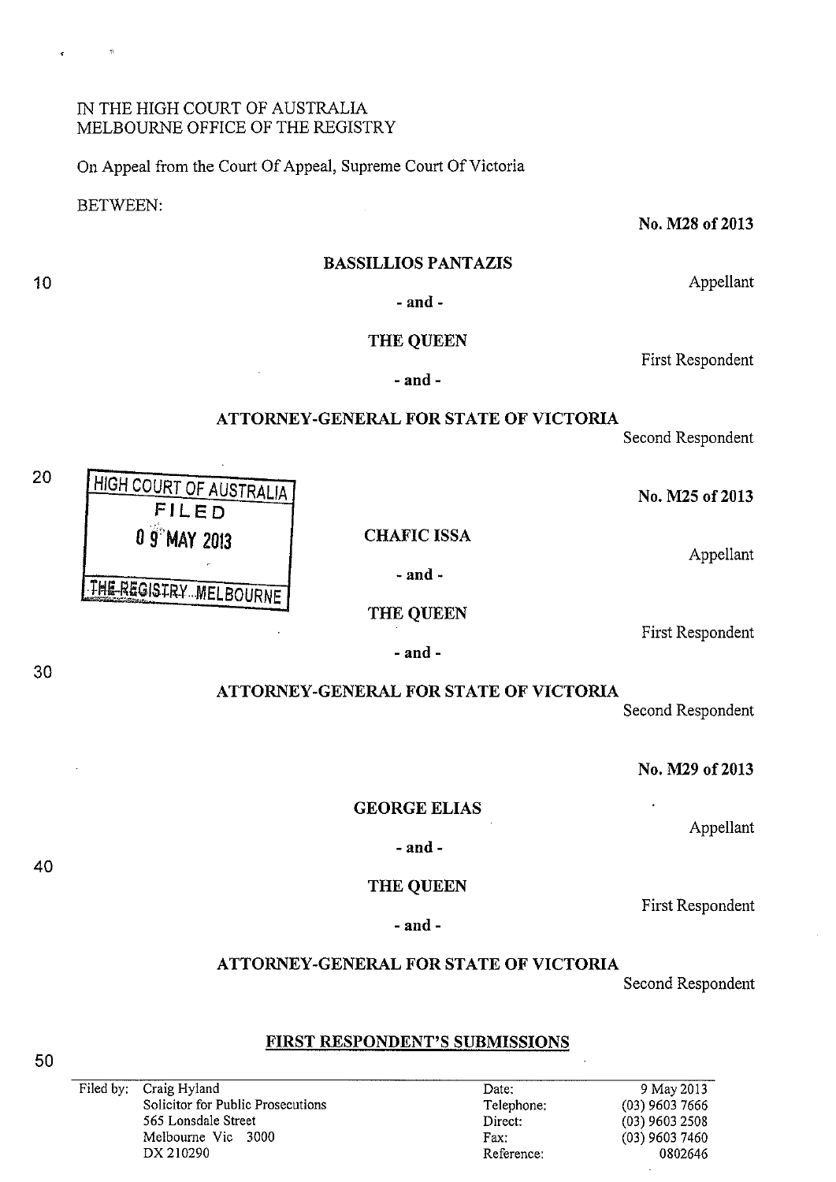IN THE HIGH COURT OF AUSTRALIA
MELBOURNE OFFICE OF THE REGISTRY

On Appeal from the Court Of Appeal, Supreme Court Of Victoria

BETWEEN:

**No. M28 of 2013**

**BASSILLIOS PANTAZIS**

Appellant

**- and -**

**THE QUEEN**

First Respondent

**- and -**

**ATTORNEY-GENERAL FOR STATE OF VICTORIA**

Second Respondent

HIGH COURT OF AUSTRALIA
FILED
09 MAY 2013
THE REGISTRY MELBOURNE

**No. M25 of 2013**

**CHAFIC ISSA**

Appellant

**- and -**

**THE QUEEN**

First Respondent

**- and -**

**ATTORNEY-GENERAL FOR STATE OF VICTORIA**

Second Respondent

**No. M29 of 2013**

**GEORGE ELIAS**

Appellant

**- and -**

**THE QUEEN**

First Respondent

**- and -**

**ATTORNEY-GENERAL FOR STATE OF VICTORIA**

Second Respondent

**FIRST RESPONDENT'S SUBMISSIONS**

| Filed by: | Craig Hyland | Date: | 9 May 2013 |
|---|---|---|---|
| | Solicitor for Public Prosecutions | Telephone: | (03) 9603 7666 |
| | 565 Lonsdale Street | Direct: | (03) 9603 2508 |
| | Melbourne Vic 3000 | Fax: | (03) 9603 7460 |
| | DX 210290 | Reference: | 0802646 |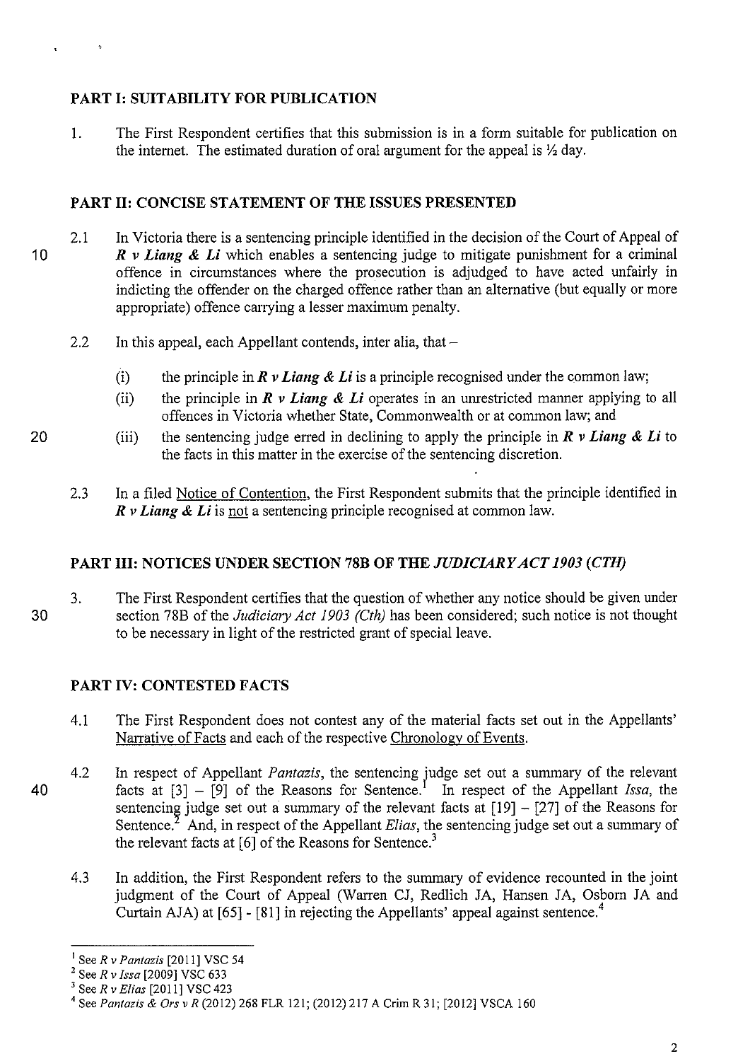## PART I: SUITABILITY FOR PUBLICATION

1. The First Respondent certifies that this submission is in a form suitable for publication on the internet. The estimated duration of oral argument for the appeal is ½ day.

## PART II: CONCISE STATEMENT OF THE ISSUES PRESENTED

2.1 In Victoria there is a sentencing principle identified in the decision of the Court of Appeal of ***R v Liang & Li*** which enables a sentencing judge to mitigate punishment for a criminal offence in circumstances where the prosecution is adjudged to have acted unfairly in indicting the offender on the charged offence rather than an alternative (but equally or more appropriate) offence carrying a lesser maximum penalty.

2.2 In this appeal, each Appellant contends, inter alia, that –

(i) the principle in ***R v Liang & Li*** is a principle recognised under the common law;

(ii) the principle in ***R v Liang & Li*** operates in an unrestricted manner applying to all offences in Victoria whether State, Commonwealth or at common law; and

(iii) the sentencing judge erred in declining to apply the principle in ***R v Liang & Li*** to the facts in this matter in the exercise of the sentencing discretion.

2.3 In a filed Notice of Contention, the First Respondent submits that the principle identified in ***R v Liang & Li*** is not a sentencing principle recognised at common law.

## PART III: NOTICES UNDER SECTION 78B OF THE *JUDICIARY ACT 1903 (CTH)*

3. The First Respondent certifies that the question of whether any notice should be given under section 78B of the *Judiciary Act 1903 (Cth)* has been considered; such notice is not thought to be necessary in light of the restricted grant of special leave.

## PART IV: CONTESTED FACTS

4.1 The First Respondent does not contest any of the material facts set out in the Appellants' Narrative of Facts and each of the respective Chronology of Events.

4.2 In respect of Appellant *Pantazis*, the sentencing judge set out a summary of the relevant facts at [3] – [9] of the Reasons for Sentence.[1] In respect of the Appellant *Issa*, the sentencing judge set out a summary of the relevant facts at [19] – [27] of the Reasons for Sentence.[2] And, in respect of the Appellant *Elias*, the sentencing judge set out a summary of the relevant facts at [6] of the Reasons for Sentence.[3]

4.3 In addition, the First Respondent refers to the summary of evidence recounted in the joint judgment of the Court of Appeal (Warren CJ, Redlich JA, Hansen JA, Osborn JA and Curtain AJA) at [65] - [81] in rejecting the Appellants' appeal against sentence.[4]

---

[1] See *R v Pantazis* [2011] VSC 54

[2] See *R v Issa* [2009] VSC 633

[3] See *R v Elias* [2011] VSC 423

[4] See *Pantazis & Ors v R* (2012) 268 FLR 121; (2012) 217 A Crim R 31; [2012] VSCA 160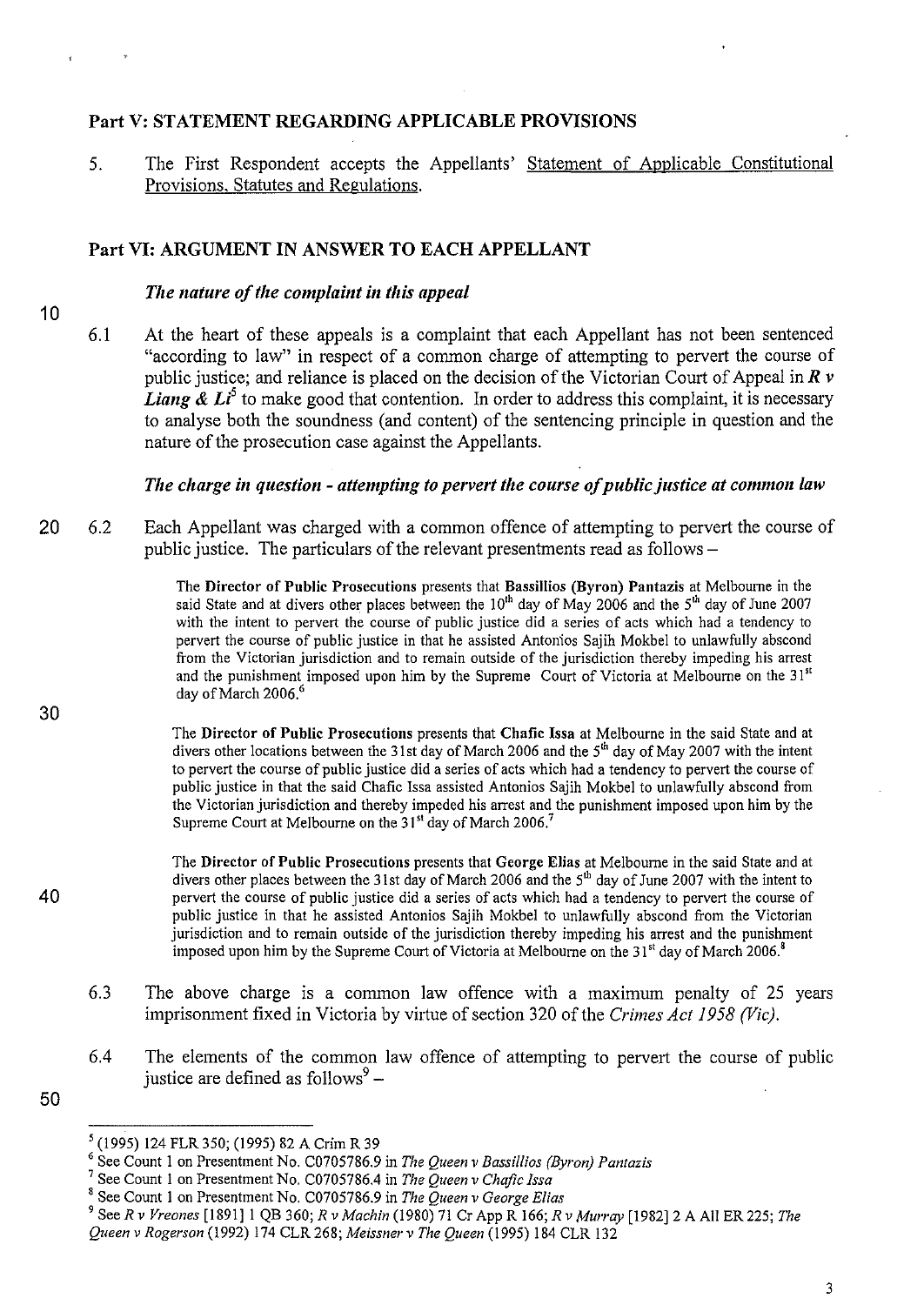## Part V: STATEMENT REGARDING APPLICABLE PROVISIONS

5. The First Respondent accepts the Appellants' Statement of Applicable Constitutional Provisions, Statutes and Regulations.

## Part VI: ARGUMENT IN ANSWER TO EACH APPELLANT

### *The nature of the complaint in this appeal*

6.1 At the heart of these appeals is a complaint that each Appellant has not been sentenced "according to law" in respect of a common charge of attempting to pervert the course of public justice; and reliance is placed on the decision of the Victorian Court of Appeal in ***R v Liang & Li***[5] to make good that contention. In order to address this complaint, it is necessary to analyse both the soundness (and content) of the sentencing principle in question and the nature of the prosecution case against the Appellants.

### *The charge in question - attempting to pervert the course of public justice at common law*

6.2 Each Appellant was charged with a common offence of attempting to pervert the course of public justice. The particulars of the relevant presentments read as follows –

> The **Director of Public Prosecutions** presents that **Bassillios (Byron) Pantazis** at Melbourne in the said State and at divers other places between the 10th day of May 2006 and the 5th day of June 2007 with the intent to pervert the course of public justice did a series of acts which had a tendency to pervert the course of public justice in that he assisted Antonios Sajih Mokbel to unlawfully abscond from the Victorian jurisdiction and to remain outside of the jurisdiction thereby impeding his arrest and the punishment imposed upon him by the Supreme Court of Victoria at Melbourne on the 31st day of March 2006.[6]

> The **Director of Public Prosecutions** presents that **Chafic Issa** at Melbourne in the said State and at divers other locations between the 31st day of March 2006 and the 5th day of May 2007 with the intent to pervert the course of public justice did a series of acts which had a tendency to pervert the course of public justice in that the said Chafic Issa assisted Antonios Sajih Mokbel to unlawfully abscond from the Victorian jurisdiction and thereby impeded his arrest and the punishment imposed upon him by the Supreme Court at Melbourne on the 31st day of March 2006.[7]

> The **Director of Public Prosecutions** presents that **George Elias** at Melbourne in the said State and at divers other places between the 31st day of March 2006 and the 5th day of June 2007 with the intent to pervert the course of public justice did a series of acts which had a tendency to pervert the course of public justice in that he assisted Antonios Sajih Mokbel to unlawfully abscond from the Victorian jurisdiction and to remain outside of the jurisdiction thereby impeding his arrest and the punishment imposed upon him by the Supreme Court of Victoria at Melbourne on the 31st day of March 2006.[8]

6.3 The above charge is a common law offence with a maximum penalty of 25 years imprisonment fixed in Victoria by virtue of section 320 of the *Crimes Act 1958 (Vic)*.

6.4 The elements of the common law offence of attempting to pervert the course of public justice are defined as follows[9] –

---

[5] (1995) 124 FLR 350; (1995) 82 A Crim R 39

[6] See Count 1 on Presentment No. C0705786.9 in *The Queen v Bassillios (Byron) Pantazis*

[7] See Count 1 on Presentment No. C0705786.4 in *The Queen v Chafic Issa*

[8] See Count 1 on Presentment No. C0705786.9 in *The Queen v George Elias*

[9] See *R v Vreones* [1891] 1 QB 360; *R v Machin* (1980) 71 Cr App R 166; *R v Murray* [1982] 2 A All ER 225; *The Queen v Rogerson* (1992) 174 CLR 268; *Meissner v The Queen* (1995) 184 CLR 132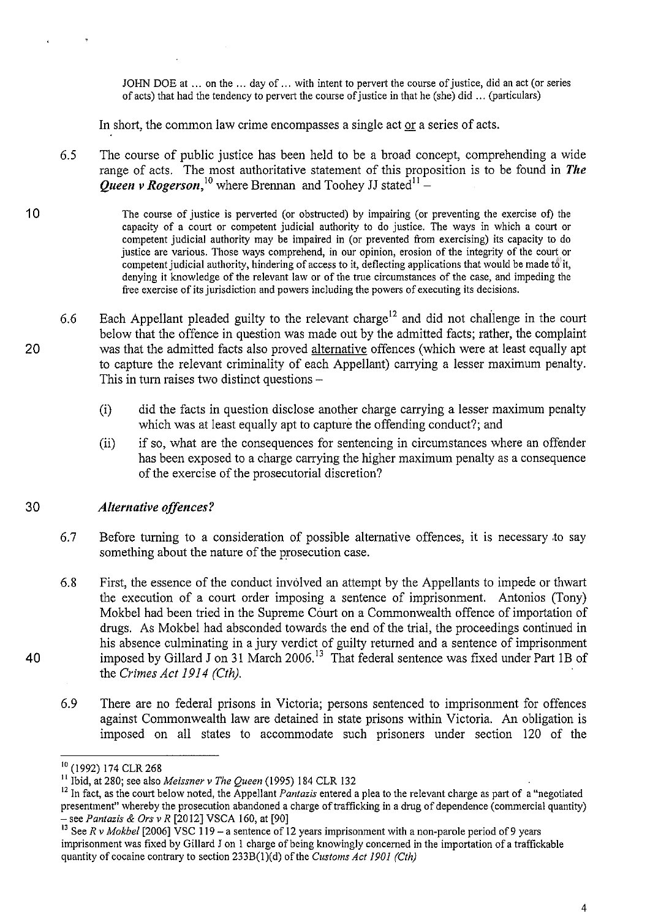> JOHN DOE at ... on the ... day of ... with intent to pervert the course of justice, did an act (or series of acts) that had the tendency to pervert the course of justice in that he (she) did ... (particulars)

In short, the common law crime encompasses a single act or a series of acts.

6.5 The course of public justice has been held to be a broad concept, comprehending a wide range of acts. The most authoritative statement of this proposition is to be found in ***The Queen v Rogerson***,[10] where Brennan and Toohey JJ stated[11] –

> The course of justice is perverted (or obstructed) by impairing (or preventing the exercise of) the capacity of a court or competent judicial authority to do justice. The ways in which a court or competent judicial authority may be impaired in (or prevented from exercising) its capacity to do justice are various. Those ways comprehend, in our opinion, erosion of the integrity of the court or competent judicial authority, hindering of access to it, deflecting applications that would be made to it, denying it knowledge of the relevant law or of the true circumstances of the case, and impeding the free exercise of its jurisdiction and powers including the powers of executing its decisions.

6.6 Each Appellant pleaded guilty to the relevant charge[12] and did not challenge in the court below that the offence in question was made out by the admitted facts; rather, the complaint was that the admitted facts also proved alternative offences (which were at least equally apt to capture the relevant criminality of each Appellant) carrying a lesser maximum penalty. This in turn raises two distinct questions –

(i) did the facts in question disclose another charge carrying a lesser maximum penalty which was at least equally apt to capture the offending conduct?; and

(ii) if so, what are the consequences for sentencing in circumstances where an offender has been exposed to a charge carrying the higher maximum penalty as a consequence of the exercise of the prosecutorial discretion?

### *Alternative offences?*

6.7 Before turning to a consideration of possible alternative offences, it is necessary to say something about the nature of the prosecution case.

6.8 First, the essence of the conduct involved an attempt by the Appellants to impede or thwart the execution of a court order imposing a sentence of imprisonment. Antonios (Tony) Mokbel had been tried in the Supreme Court on a Commonwealth offence of importation of drugs. As Mokbel had absconded towards the end of the trial, the proceedings continued in his absence culminating in a jury verdict of guilty returned and a sentence of imprisonment imposed by Gillard J on 31 March 2006.[13] That federal sentence was fixed under Part 1B of the *Crimes Act 1914 (Cth).*

6.9 There are no federal prisons in Victoria; persons sentenced to imprisonment for offences against Commonwealth law are detained in state prisons within Victoria. An obligation is imposed on all states to accommodate such prisoners under section 120 of the

---

[10] (1992) 174 CLR 268

[11] Ibid, at 280; see also *Meissner v The Queen* (1995) 184 CLR 132

[12] In fact, as the court below noted, the Appellant *Pantazis* entered a plea to the relevant charge as part of a "negotiated presentment" whereby the prosecution abandoned a charge of trafficking in a drug of dependence (commercial quantity) – see *Pantazis & Ors v R* [2012] VSCA 160, at [90]

[13] See *R v Mokbel* [2006] VSC 119 – a sentence of 12 years imprisonment with a non-parole period of 9 years imprisonment was fixed by Gillard J on 1 charge of being knowingly concerned in the importation of a trafficable quantity of cocaine contrary to section 233B(1)(d) of the *Customs Act 1901 (Cth)*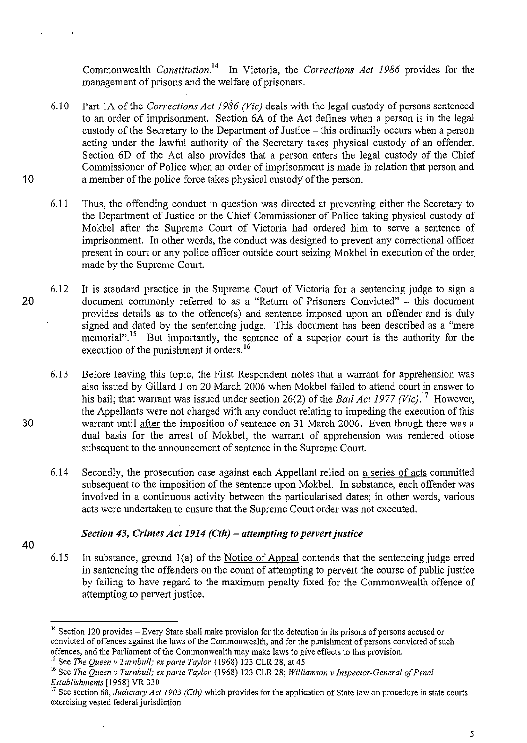Commonwealth *Constitution*.[14] In Victoria, the *Corrections Act 1986* provides for the management of prisons and the welfare of prisoners.

6.10 Part 1A of the *Corrections Act 1986 (Vic)* deals with the legal custody of persons sentenced to an order of imprisonment. Section 6A of the Act defines when a person is in the legal custody of the Secretary to the Department of Justice – this ordinarily occurs when a person acting under the lawful authority of the Secretary takes physical custody of an offender. Section 6D of the Act also provides that a person enters the legal custody of the Chief Commissioner of Police when an order of imprisonment is made in relation that person and a member of the police force takes physical custody of the person.

6.11 Thus, the offending conduct in question was directed at preventing either the Secretary to the Department of Justice or the Chief Commissioner of Police taking physical custody of Mokbel after the Supreme Court of Victoria had ordered him to serve a sentence of imprisonment. In other words, the conduct was designed to prevent any correctional officer present in court or any police officer outside court seizing Mokbel in execution of the order made by the Supreme Court.

6.12 It is standard practice in the Supreme Court of Victoria for a sentencing judge to sign a document commonly referred to as a "Return of Prisoners Convicted" – this document provides details as to the offence(s) and sentence imposed upon an offender and is duly signed and dated by the sentencing judge. This document has been described as a "mere memorial".[15] But importantly, the sentence of a superior court is the authority for the execution of the punishment it orders.[16]

6.13 Before leaving this topic, the First Respondent notes that a warrant for apprehension was also issued by Gillard J on 20 March 2006 when Mokbel failed to attend court in answer to his bail; that warrant was issued under section 26(2) of the *Bail Act 1977 (Vic)*.[17] However, the Appellants were not charged with any conduct relating to impeding the execution of this warrant until after the imposition of sentence on 31 March 2006. Even though there was a dual basis for the arrest of Mokbel, the warrant of apprehension was rendered otiose subsequent to the announcement of sentence in the Supreme Court.

6.14 Secondly, the prosecution case against each Appellant relied on a series of acts committed subsequent to the imposition of the sentence upon Mokbel. In substance, each offender was involved in a continuous activity between the particularised dates; in other words, various acts were undertaken to ensure that the Supreme Court order was not executed.

### *Section 43, Crimes Act 1914 (Cth) – attempting to pervert justice*

6.15 In substance, ground 1(a) of the Notice of Appeal contends that the sentencing judge erred in sentencing the offenders on the count of attempting to pervert the course of public justice by failing to have regard to the maximum penalty fixed for the Commonwealth offence of attempting to pervert justice.

---

[14] Section 120 provides – Every State shall make provision for the detention in its prisons of persons accused or convicted of offences against the laws of the Commonwealth, and for the punishment of persons convicted of such offences, and the Parliament of the Commonwealth may make laws to give effects to this provision.

[15] See *The Queen v Turnbull; ex parte Taylor* (1968) 123 CLR 28, at 45

[16] See *The Queen v Turnbull; ex parte Taylor* (1968) 123 CLR 28; *Williamson v Inspector-General of Penal Establishments* [1958] VR 330

[17] See section 68, *Judiciary Act 1903 (Cth)* which provides for the application of State law on procedure in state courts exercising vested federal jurisdiction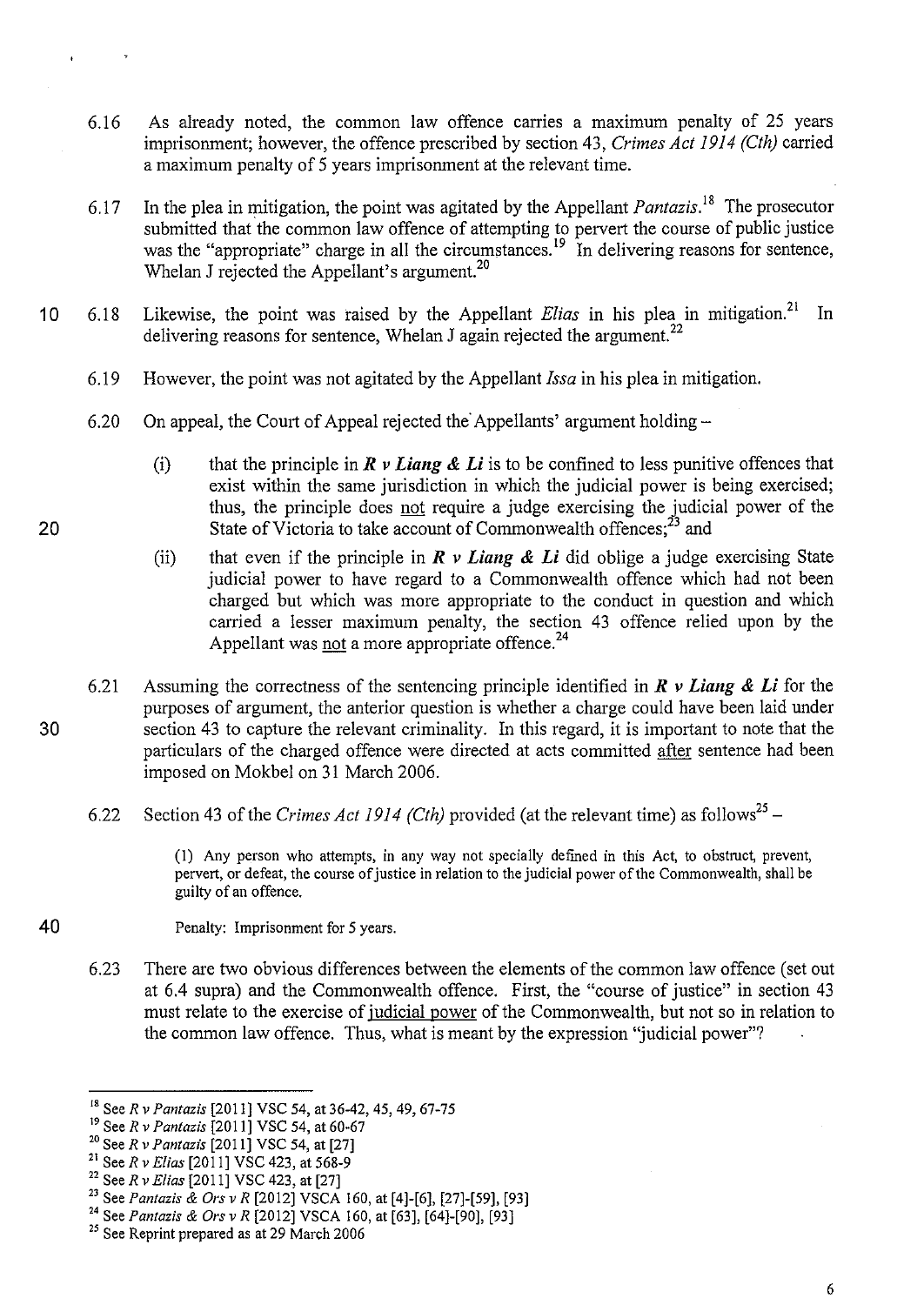6.16 As already noted, the common law offence carries a maximum penalty of 25 years imprisonment; however, the offence prescribed by section 43, *Crimes Act 1914 (Cth)* carried a maximum penalty of 5 years imprisonment at the relevant time.

6.17 In the plea in mitigation, the point was agitated by the Appellant *Pantazis*.[18] The prosecutor submitted that the common law offence of attempting to pervert the course of public justice was the "appropriate" charge in all the circumstances.[19] In delivering reasons for sentence, Whelan J rejected the Appellant's argument.[20]

6.18 Likewise, the point was raised by the Appellant *Elias* in his plea in mitigation.[21] In delivering reasons for sentence, Whelan J again rejected the argument.[22]

6.19 However, the point was not agitated by the Appellant *Issa* in his plea in mitigation.

6.20 On appeal, the Court of Appeal rejected the Appellants' argument holding –

(i) that the principle in ***R v Liang & Li*** is to be confined to less punitive offences that exist within the same jurisdiction in which the judicial power is being exercised; thus, the principle does not require a judge exercising the judicial power of the State of Victoria to take account of Commonwealth offences;[23] and

(ii) that even if the principle in ***R v Liang & Li*** did oblige a judge exercising State judicial power to have regard to a Commonwealth offence which had not been charged but which was more appropriate to the conduct in question and which carried a lesser maximum penalty, the section 43 offence relied upon by the Appellant was not a more appropriate offence.[24]

6.21 Assuming the correctness of the sentencing principle identified in ***R v Liang & Li*** for the purposes of argument, the anterior question is whether a charge could have been laid under section 43 to capture the relevant criminality. In this regard, it is important to note that the particulars of the charged offence were directed at acts committed after sentence had been imposed on Mokbel on 31 March 2006.

6.22 Section 43 of the *Crimes Act 1914 (Cth)* provided (at the relevant time) as follows[25] –

> (1) Any person who attempts, in any way not specially defined in this Act, to obstruct, prevent, pervert, or defeat, the course of justice in relation to the judicial power of the Commonwealth, shall be guilty of an offence.
>
> Penalty: Imprisonment for 5 years.

6.23 There are two obvious differences between the elements of the common law offence (set out at 6.4 supra) and the Commonwealth offence. First, the "course of justice" in section 43 must relate to the exercise of judicial power of the Commonwealth, but not so in relation to the common law offence. Thus, what is meant by the expression "judicial power"?

---

[18] See *R v Pantazis* [2011] VSC 54, at 36-42, 45, 49, 67-75

[19] See *R v Pantazis* [2011] VSC 54, at 60-67

[20] See *R v Pantazis* [2011] VSC 54, at [27]

[21] See *R v Elias* [2011] VSC 423, at 568-9

[22] See *R v Elias* [2011] VSC 423, at [27]

[23] See *Pantazis & Ors v R* [2012] VSCA 160, at [4]-[6], [27]-[59], [93]

[24] See *Pantazis & Ors v R* [2012] VSCA 160, at [63], [64]-[90], [93]

[25] See Reprint prepared as at 29 March 2006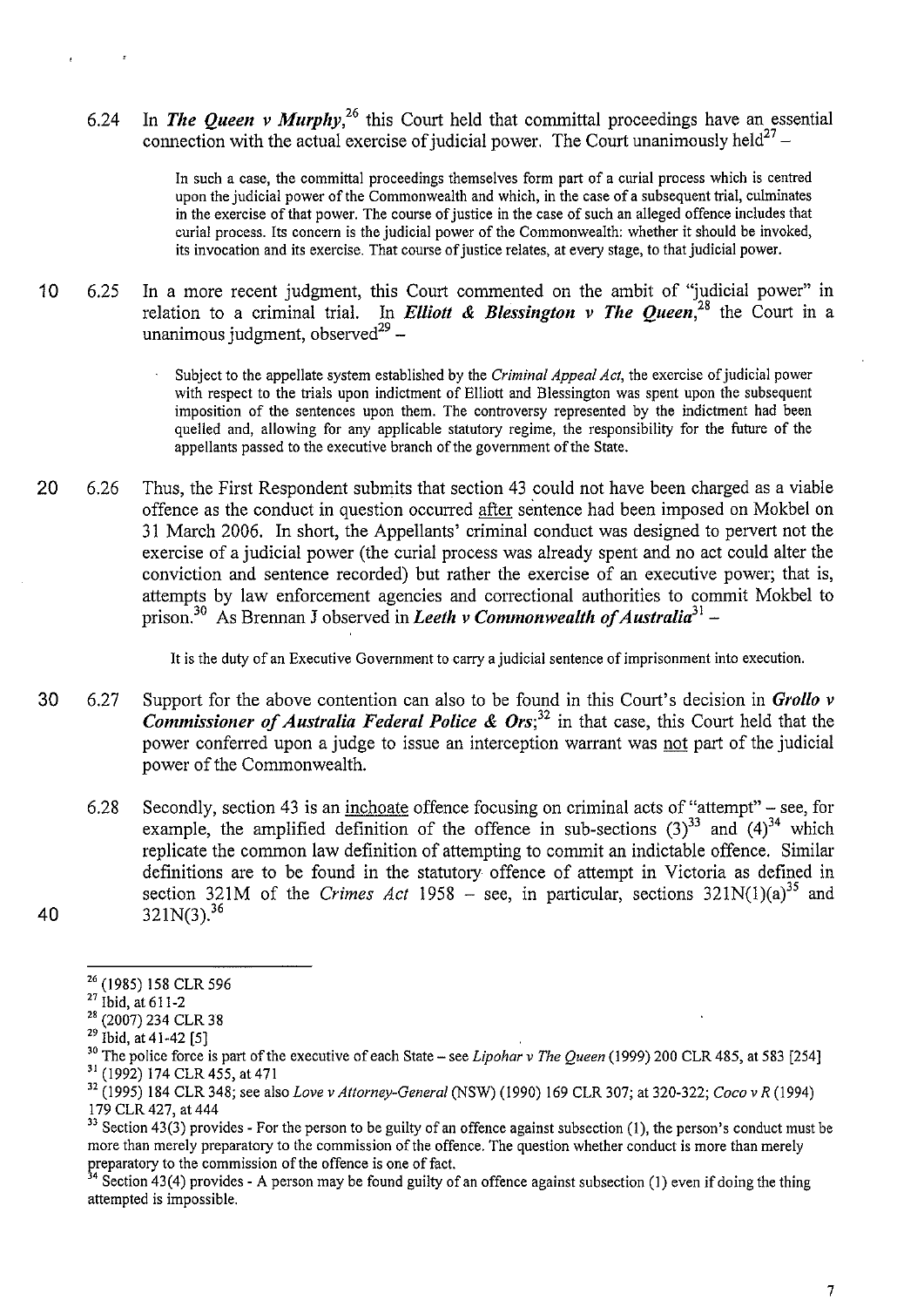6.24 In ***The Queen v Murphy***,[26] this Court held that committal proceedings have an essential connection with the actual exercise of judicial power. The Court unanimously held[27] –

> In such a case, the committal proceedings themselves form part of a curial process which is centred upon the judicial power of the Commonwealth and which, in the case of a subsequent trial, culminates in the exercise of that power. The course of justice in the case of such an alleged offence includes that curial process. Its concern is the judicial power of the Commonwealth: whether it should be invoked, its invocation and its exercise. That course of justice relates, at every stage, to that judicial power.

6.25 In a more recent judgment, this Court commented on the ambit of "judicial power" in relation to a criminal trial. In ***Elliott & Blessington v The Queen***,[28] the Court in a unanimous judgment, observed[29] –

> Subject to the appellate system established by the *Criminal Appeal Act*, the exercise of judicial power with respect to the trials upon indictment of Elliott and Blessington was spent upon the subsequent imposition of the sentences upon them. The controversy represented by the indictment had been quelled and, allowing for any applicable statutory regime, the responsibility for the future of the appellants passed to the executive branch of the government of the State.

6.26 Thus, the First Respondent submits that section 43 could not have been charged as a viable offence as the conduct in question occurred <u>after</u> sentence had been imposed on Mokbel on 31 March 2006. In short, the Appellants' criminal conduct was designed to pervert not the exercise of a judicial power (the curial process was already spent and no act could alter the conviction and sentence recorded) but rather the exercise of an executive power; that is, attempts by law enforcement agencies and correctional authorities to commit Mokbel to prison.[30] As Brennan J observed in ***Leeth v Commonwealth of Australia***[31] –

> It is the duty of an Executive Government to carry a judicial sentence of imprisonment into execution.

6.27 Support for the above contention can also to be found in this Court's decision in ***Grollo v Commissioner of Australia Federal Police & Ors***;[32] in that case, this Court held that the power conferred upon a judge to issue an interception warrant was <u>not</u> part of the judicial power of the Commonwealth.

6.28 Secondly, section 43 is an <u>inchoate</u> offence focusing on criminal acts of "attempt" – see, for example, the amplified definition of the offence in sub-sections (3)[33] and (4)[34] which replicate the common law definition of attempting to commit an indictable offence. Similar definitions are to be found in the statutory offence of attempt in Victoria as defined in section 321M of the *Crimes Act* 1958 – see, in particular, sections 321N(1)(a)[35] and 321N(3).[36]

---

[26] (1985) 158 CLR 596

[27] Ibid, at 611-2

[28] (2007) 234 CLR 38

[29] Ibid, at 41-42 [5]

[30] The police force is part of the executive of each State – see *Lipohar v The Queen* (1999) 200 CLR 485, at 583 [254]

[31] (1992) 174 CLR 455, at 471

[32] (1995) 184 CLR 348; see also *Love v Attorney-General* (NSW) (1990) 169 CLR 307; at 320-322; *Coco v R* (1994) 179 CLR 427, at 444

[33] Section 43(3) provides - For the person to be guilty of an offence against subsection (1), the person's conduct must be more than merely preparatory to the commission of the offence. The question whether conduct is more than merely preparatory to the commission of the offence is one of fact.

[34] Section 43(4) provides - A person may be found guilty of an offence against subsection (1) even if doing the thing attempted is impossible.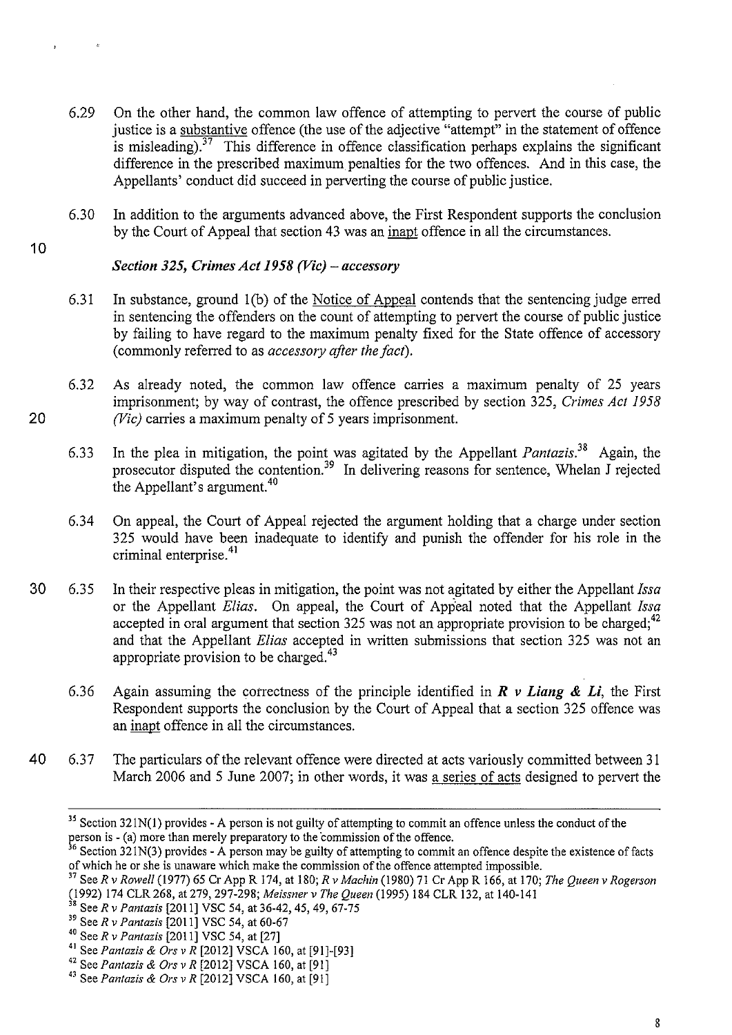6.29 On the other hand, the common law offence of attempting to pervert the course of public justice is a substantive offence (the use of the adjective "attempt" in the statement of offence is misleading).[37] This difference in offence classification perhaps explains the significant difference in the prescribed maximum penalties for the two offences. And in this case, the Appellants' conduct did succeed in perverting the course of public justice.

6.30 In addition to the arguments advanced above, the First Respondent supports the conclusion by the Court of Appeal that section 43 was an inapt offence in all the circumstances.

### *Section 325, Crimes Act 1958 (Vic) – accessory*

6.31 In substance, ground 1(b) of the Notice of Appeal contends that the sentencing judge erred in sentencing the offenders on the count of attempting to pervert the course of public justice by failing to have regard to the maximum penalty fixed for the State offence of accessory (commonly referred to as *accessory after the fact*).

6.32 As already noted, the common law offence carries a maximum penalty of 25 years imprisonment; by way of contrast, the offence prescribed by section 325, *Crimes Act 1958 (Vic)* carries a maximum penalty of 5 years imprisonment.

6.33 In the plea in mitigation, the point was agitated by the Appellant *Pantazis*.[38] Again, the prosecutor disputed the contention.[39] In delivering reasons for sentence, Whelan J rejected the Appellant's argument.[40]

6.34 On appeal, the Court of Appeal rejected the argument holding that a charge under section 325 would have been inadequate to identify and punish the offender for his role in the criminal enterprise.[41]

6.35 In their respective pleas in mitigation, the point was not agitated by either the Appellant *Issa* or the Appellant *Elias*. On appeal, the Court of Appeal noted that the Appellant *Issa* accepted in oral argument that section 325 was not an appropriate provision to be charged;[42] and that the Appellant *Elias* accepted in written submissions that section 325 was not an appropriate provision to be charged.[43]

6.36 Again assuming the correctness of the principle identified in ***R v Liang & Li***, the First Respondent supports the conclusion by the Court of Appeal that a section 325 offence was an inapt offence in all the circumstances.

6.37 The particulars of the relevant offence were directed at acts variously committed between 31 March 2006 and 5 June 2007; in other words, it was a series of acts designed to pervert the

---

[35] Section 321N(1) provides - A person is not guilty of attempting to commit an offence unless the conduct of the person is - (a) more than merely preparatory to the commission of the offence.

[36] Section 321N(3) provides - A person may be guilty of attempting to commit an offence despite the existence of facts of which he or she is unaware which make the commission of the offence attempted impossible.

[37] See *R v Rowell* (1977) 65 Cr App R 174, at 180; *R v Machin* (1980) 71 Cr App R 166, at 170; *The Queen v Rogerson* (1992) 174 CLR 268, at 279, 297-298; *Meissner v The Queen* (1995) 184 CLR 132, at 140-141

[38] See *R v Pantazis* [2011] VSC 54, at 36-42, 45, 49, 67-75

[39] See *R v Pantazis* [2011] VSC 54, at 60-67

[40] See *R v Pantazis* [2011] VSC 54, at [27]

[41] See *Pantazis & Ors v R* [2012] VSCA 160, at [91]-[93]

[42] See *Pantazis & Ors v R* [2012] VSCA 160, at [91]

[43] See *Pantazis & Ors v R* [2012] VSCA 160, at [91]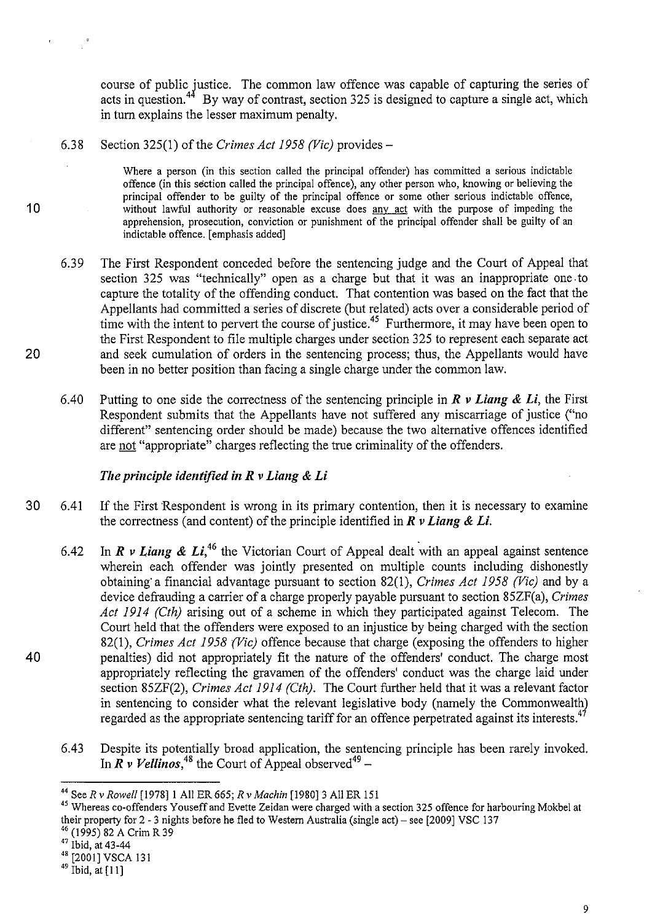course of public justice. The common law offence was capable of capturing the series of acts in question.[44] By way of contrast, section 325 is designed to capture a single act, which in turn explains the lesser maximum penalty.

6.38 Section 325(1) of the *Crimes Act 1958 (Vic)* provides –

> Where a person (in this section called the principal offender) has committed a serious indictable offence (in this section called the principal offence), any other person who, knowing or believing the principal offender to be guilty of the principal offence or some other serious indictable offence, without lawful authority or reasonable excuse does <u>any act</u> with the purpose of impeding the apprehension, prosecution, conviction or punishment of the principal offender shall be guilty of an indictable offence. [emphasis added]

6.39 The First Respondent conceded before the sentencing judge and the Court of Appeal that section 325 was "technically" open as a charge but that it was an inappropriate one to capture the totality of the offending conduct. That contention was based on the fact that the Appellants had committed a series of discrete (but related) acts over a considerable period of time with the intent to pervert the course of justice.[45] Furthermore, it may have been open to the First Respondent to file multiple charges under section 325 to represent each separate act and seek cumulation of orders in the sentencing process; thus, the Appellants would have been in no better position than facing a single charge under the common law.

6.40 Putting to one side the correctness of the sentencing principle in ***R v Liang & Li***, the First Respondent submits that the Appellants have not suffered any miscarriage of justice ("no different" sentencing order should be made) because the two alternative offences identified are <u>not</u> "appropriate" charges reflecting the true criminality of the offenders.

### *The principle identified in R v Liang & Li*

6.41 If the First Respondent is wrong in its primary contention, then it is necessary to examine the correctness (and content) of the principle identified in ***R v Liang & Li***.

6.42 In ***R v Liang & Li***,[46] the Victorian Court of Appeal dealt with an appeal against sentence wherein each offender was jointly presented on multiple counts including dishonestly obtaining a financial advantage pursuant to section 82(1), *Crimes Act 1958 (Vic)* and by a device defrauding a carrier of a charge properly payable pursuant to section 85ZF(a), *Crimes Act 1914 (Cth)* arising out of a scheme in which they participated against Telecom. The Court held that the offenders were exposed to an injustice by being charged with the section 82(1), *Crimes Act 1958 (Vic)* offence because that charge (exposing the offenders to higher penalties) did not appropriately fit the nature of the offenders' conduct. The charge most appropriately reflecting the gravamen of the offenders' conduct was the charge laid under section 85ZF(2), *Crimes Act 1914 (Cth)*. The Court further held that it was a relevant factor in sentencing to consider what the relevant legislative body (namely the Commonwealth) regarded as the appropriate sentencing tariff for an offence perpetrated against its interests.[47]

6.43 Despite its potentially broad application, the sentencing principle has been rarely invoked. In ***R v Vellinos***,[48] the Court of Appeal observed[49] –

---

[44] See *R v Rowell* [1978] 1 All ER 665; *R v Machin* [1980] 3 All ER 151

[45] Whereas co-offenders Youseff and Evette Zeidan were charged with a section 325 offence for harbouring Mokbel at their property for 2 - 3 nights before he fled to Western Australia (single act) – see [2009] VSC 137

[46] (1995) 82 A Crim R 39

[47] Ibid, at 43-44

[48] [2001] VSCA 131

[49] Ibid, at [11]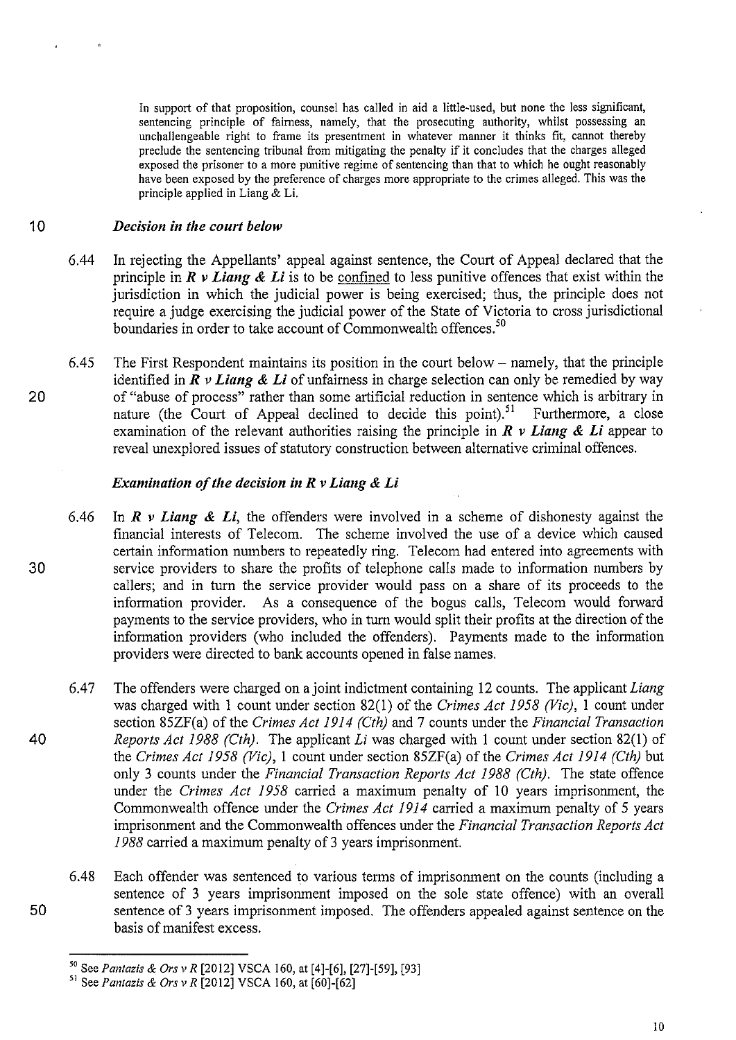> In support of that proposition, counsel has called in aid a little-used, but none the less significant, sentencing principle of fairness, namely, that the prosecuting authority, whilst possessing an unchallengeable right to frame its presentment in whatever manner it thinks fit, cannot thereby preclude the sentencing tribunal from mitigating the penalty if it concludes that the charges alleged exposed the prisoner to a more punitive regime of sentencing than that to which he ought reasonably have been exposed by the preference of charges more appropriate to the crimes alleged. This was the principle applied in Liang & Li.

### *Decision in the court below*

6.44 In rejecting the Appellants' appeal against sentence, the Court of Appeal declared that the principle in ***R v Liang & Li*** is to be confined to less punitive offences that exist within the jurisdiction in which the judicial power is being exercised; thus, the principle does not require a judge exercising the judicial power of the State of Victoria to cross jurisdictional boundaries in order to take account of Commonwealth offences.[50]

6.45 The First Respondent maintains its position in the court below – namely, that the principle identified in ***R v Liang & Li*** of unfairness in charge selection can only be remedied by way of "abuse of process" rather than some artificial reduction in sentence which is arbitrary in nature (the Court of Appeal declined to decide this point).[51] Furthermore, a close examination of the relevant authorities raising the principle in ***R v Liang & Li*** appear to reveal unexplored issues of statutory construction between alternative criminal offences.

### *Examination of the decision in R v Liang & Li*

6.46 In ***R v Liang & Li***, the offenders were involved in a scheme of dishonesty against the financial interests of Telecom. The scheme involved the use of a device which caused certain information numbers to repeatedly ring. Telecom had entered into agreements with service providers to share the profits of telephone calls made to information numbers by callers; and in turn the service provider would pass on a share of its proceeds to the information provider. As a consequence of the bogus calls, Telecom would forward payments to the service providers, who in turn would split their profits at the direction of the information providers (who included the offenders). Payments made to the information providers were directed to bank accounts opened in false names.

6.47 The offenders were charged on a joint indictment containing 12 counts. The applicant *Liang* was charged with 1 count under section 82(1) of the *Crimes Act 1958 (Vic)*, 1 count under section 85ZF(a) of the *Crimes Act 1914 (Cth)* and 7 counts under the *Financial Transaction Reports Act 1988 (Cth)*. The applicant *Li* was charged with 1 count under section 82(1) of the *Crimes Act 1958 (Vic)*, 1 count under section 85ZF(a) of the *Crimes Act 1914 (Cth)* but only 3 counts under the *Financial Transaction Reports Act 1988 (Cth)*. The state offence under the *Crimes Act 1958* carried a maximum penalty of 10 years imprisonment, the Commonwealth offence under the *Crimes Act 1914* carried a maximum penalty of 5 years imprisonment and the Commonwealth offences under the *Financial Transaction Reports Act 1988* carried a maximum penalty of 3 years imprisonment.

6.48 Each offender was sentenced to various terms of imprisonment on the counts (including a sentence of 3 years imprisonment imposed on the sole state offence) with an overall sentence of 3 years imprisonment imposed. The offenders appealed against sentence on the basis of manifest excess.

---

[50] See *Pantazis & Ors v R* [2012] VSCA 160, at [4]-[6], [27]-[59], [93]

[51] See *Pantazis & Ors v R* [2012] VSCA 160, at [60]-[62]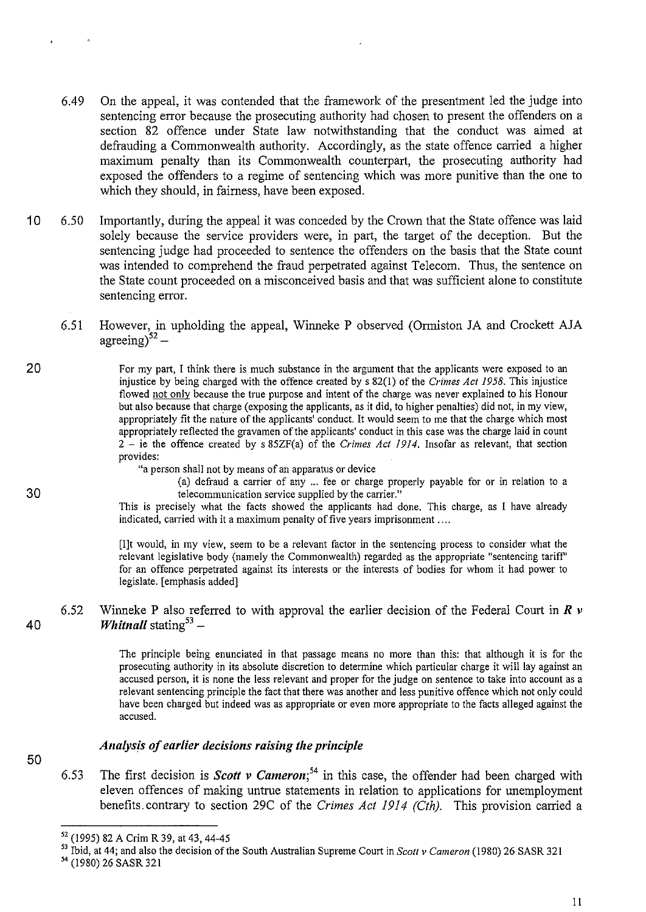6.49 On the appeal, it was contended that the framework of the presentment led the judge into sentencing error because the prosecuting authority had chosen to present the offenders on a section 82 offence under State law notwithstanding that the conduct was aimed at defrauding a Commonwealth authority. Accordingly, as the state offence carried a higher maximum penalty than its Commonwealth counterpart, the prosecuting authority had exposed the offenders to a regime of sentencing which was more punitive than the one to which they should, in fairness, have been exposed.

6.50 Importantly, during the appeal it was conceded by the Crown that the State offence was laid solely because the service providers were, in part, the target of the deception. But the sentencing judge had proceeded to sentence the offenders on the basis that the State count was intended to comprehend the fraud perpetrated against Telecom. Thus, the sentence on the State count proceeded on a misconceived basis and that was sufficient alone to constitute sentencing error.

6.51 However, in upholding the appeal, Winneke P observed (Ormiston JA and Crockett AJA agreeing)[52] –

> For my part, I think there is much substance in the argument that the applicants were exposed to an injustice by being charged with the offence created by s 82(1) of the *Crimes Act 1958*. This injustice flowed <u>not only</u> because the true purpose and intent of the charge was never explained to his Honour but also because that charge (exposing the applicants, as it did, to higher penalties) did not, in my view, appropriately fit the nature of the applicants' conduct. It would seem to me that the charge which most appropriately reflected the gravamen of the applicants' conduct in this case was the charge laid in count 2 – ie the offence created by s 85ZF(a) of the *Crimes Act 1914*. Insofar as relevant, that section provides:
>
> "a person shall not by means of an apparatus or device
>
> (a) defraud a carrier of any ... fee or charge properly payable for or in relation to a telecommunication service supplied by the carrier."
>
> This is precisely what the facts showed the applicants had done. This charge, as I have already indicated, carried with it a maximum penalty of five years imprisonment ....
>
> [I]t would, in my view, seem to be a relevant factor in the sentencing process to consider what the relevant legislative body (namely the Commonwealth) regarded as the appropriate "sentencing tariff" for an offence perpetrated against its interests or the interests of bodies for whom it had power to legislate. [emphasis added]

6.52 Winneke P also referred to with approval the earlier decision of the Federal Court in ***R v Whitnall*** stating[53] –

> The principle being enunciated in that passage means no more than this: that although it is for the prosecuting authority in its absolute discretion to determine which particular charge it will lay against an accused person, it is none the less relevant and proper for the judge on sentence to take into account as a relevant sentencing principle the fact that there was another and less punitive offence which not only could have been charged but indeed was as appropriate or even more appropriate to the facts alleged against the accused.

### *Analysis of earlier decisions raising the principle*

6.53 The first decision is ***Scott v Cameron***;[54] in this case, the offender had been charged with eleven offences of making untrue statements in relation to applications for unemployment benefits contrary to section 29C of the *Crimes Act 1914 (Cth)*. This provision carried a

---

[52] (1995) 82 A Crim R 39, at 43, 44-45

[53] Ibid, at 44; and also the decision of the South Australian Supreme Court in *Scott v Cameron* (1980) 26 SASR 321

[54] (1980) 26 SASR 321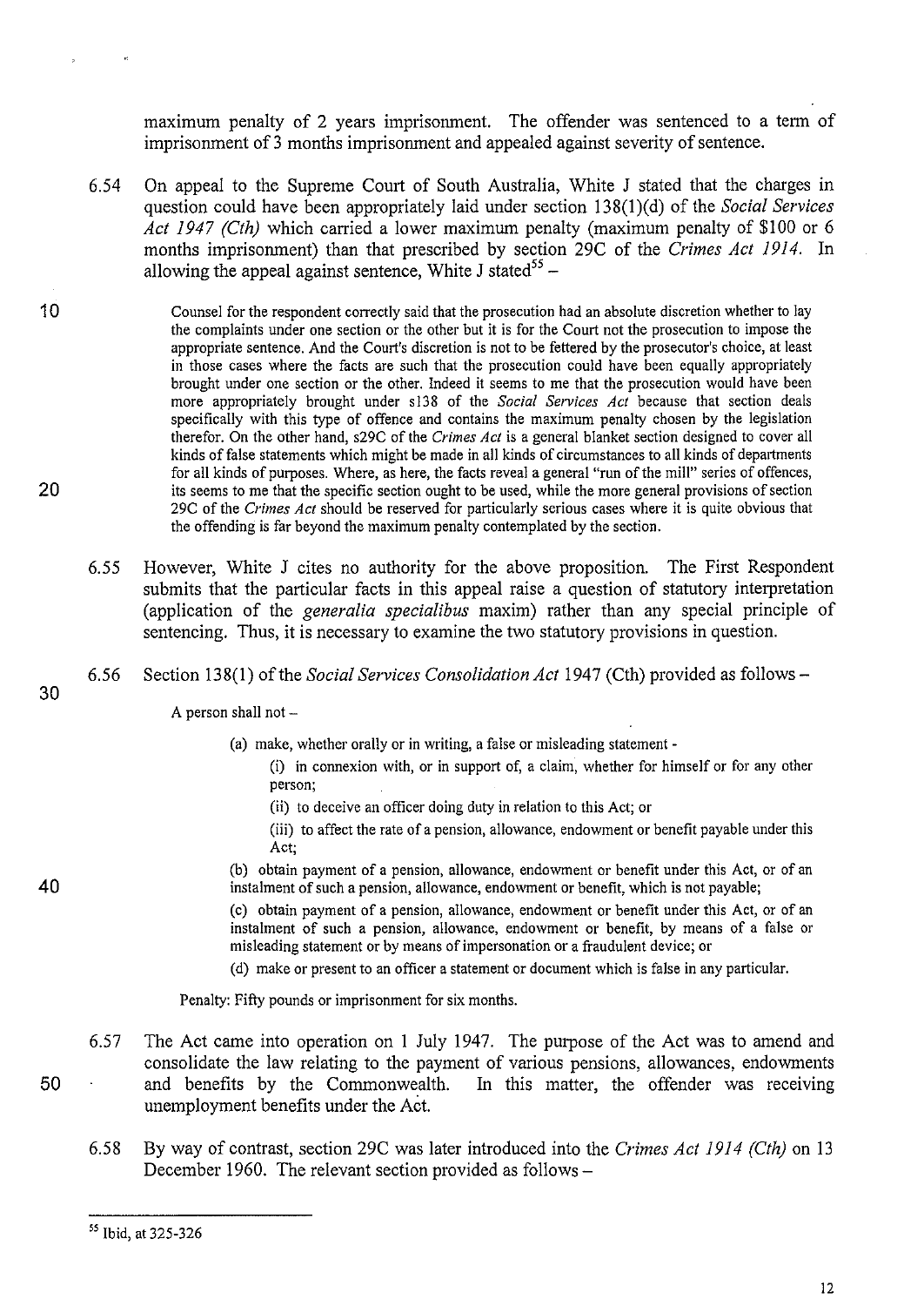maximum penalty of 2 years imprisonment. The offender was sentenced to a term of imprisonment of 3 months imprisonment and appealed against severity of sentence.

6.54 On appeal to the Supreme Court of South Australia, White J stated that the charges in question could have been appropriately laid under section 138(1)(d) of the *Social Services Act 1947 (Cth)* which carried a lower maximum penalty (maximum penalty of $100 or 6 months imprisonment) than that prescribed by section 29C of the *Crimes Act 1914*. In allowing the appeal against sentence, White J stated[55] –

> Counsel for the respondent correctly said that the prosecution had an absolute discretion whether to lay the complaints under one section or the other but it is for the Court not the prosecution to impose the appropriate sentence. And the Court's discretion is not to be fettered by the prosecutor's choice, at least in those cases where the facts are such that the prosecution could have been equally appropriately brought under one section or the other. Indeed it seems to me that the prosecution would have been more appropriately brought under s138 of the *Social Services Act* because that section deals specifically with this type of offence and contains the maximum penalty chosen by the legislation therefor. On the other hand, s29C of the *Crimes Act* is a general blanket section designed to cover all kinds of false statements which might be made in all kinds of circumstances to all kinds of departments for all kinds of purposes. Where, as here, the facts reveal a general "run of the mill" series of offences, its seems to me that the specific section ought to be used, while the more general provisions of section 29C of the *Crimes Act* should be reserved for particularly serious cases where it is quite obvious that the offending is far beyond the maximum penalty contemplated by the section.

6.55 However, White J cites no authority for the above proposition. The First Respondent submits that the particular facts in this appeal raise a question of statutory interpretation (application of the *generalia specialibus* maxim) rather than any special principle of sentencing. Thus, it is necessary to examine the two statutory provisions in question.

6.56 Section 138(1) of the *Social Services Consolidation Act* 1947 (Cth) provided as follows –

> A person shall not –
>
> (a) make, whether orally or in writing, a false or misleading statement -
>
> (i) in connexion with, or in support of, a claim, whether for himself or for any other person;
>
> (ii) to deceive an officer doing duty in relation to this Act; or
>
> (iii) to affect the rate of a pension, allowance, endowment or benefit payable under this Act;
>
> (b) obtain payment of a pension, allowance, endowment or benefit under this Act, or of an instalment of such a pension, allowance, endowment or benefit, which is not payable;
>
> (c) obtain payment of a pension, allowance, endowment or benefit under this Act, or of an instalment of such a pension, allowance, endowment or benefit, by means of a false or misleading statement or by means of impersonation or a fraudulent device; or
>
> (d) make or present to an officer a statement or document which is false in any particular.
>
> Penalty: Fifty pounds or imprisonment for six months.

6.57 The Act came into operation on 1 July 1947. The purpose of the Act was to amend and consolidate the law relating to the payment of various pensions, allowances, endowments and benefits by the Commonwealth. In this matter, the offender was receiving unemployment benefits under the Act.

6.58 By way of contrast, section 29C was later introduced into the *Crimes Act 1914 (Cth)* on 13 December 1960. The relevant section provided as follows –

---

[55] Ibid, at 325-326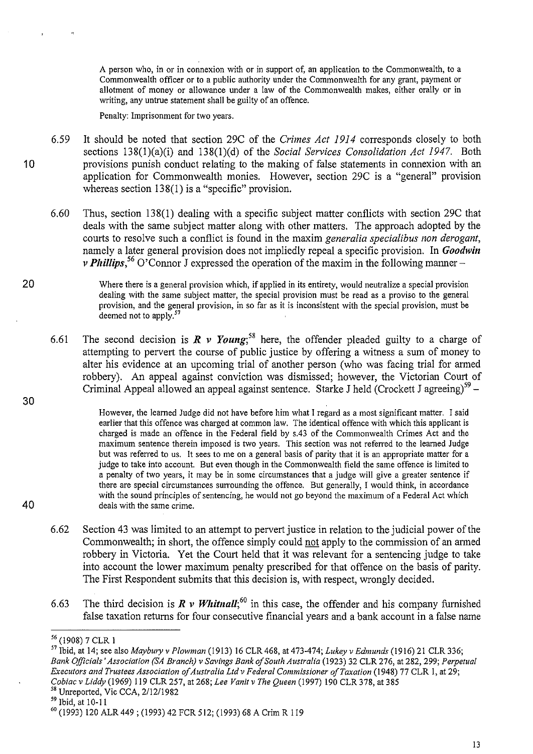> A person who, in or in connexion with or in support of, an application to the Commonwealth, to a Commonwealth officer or to a public authority under the Commonwealth for any grant, payment or allotment of money or allowance under a law of the Commonwealth makes, either orally or in writing, any untrue statement shall be guilty of an offence.
>
> Penalty: Imprisonment for two years.

6.59 It should be noted that section 29C of the *Crimes Act 1914* corresponds closely to both sections 138(1)(a)(i) and 138(1)(d) of the *Social Services Consolidation Act 1947.* Both provisions punish conduct relating to the making of false statements in connexion with an application for Commonwealth monies. However, section 29C is a "general" provision whereas section 138(1) is a "specific" provision.

6.60 Thus, section 138(1) dealing with a specific subject matter conflicts with section 29C that deals with the same subject matter along with other matters. The approach adopted by the courts to resolve such a conflict is found in the maxim *generalia specialibus non derogant*, namely a later general provision does not impliedly repeal a specific provision. In ***Goodwin v Phillips***,[56] O'Connor J expressed the operation of the maxim in the following manner –

> Where there is a general provision which, if applied in its entirety, would neutralize a special provision dealing with the same subject matter, the special provision must be read as a proviso to the general provision, and the general provision, in so far as it is inconsistent with the special provision, must be deemed not to apply.[57]

6.61 The second decision is ***R v Young***;[58] here, the offender pleaded guilty to a charge of attempting to pervert the course of public justice by offering a witness a sum of money to alter his evidence at an upcoming trial of another person (who was facing trial for armed robbery). An appeal against conviction was dismissed; however, the Victorian Court of Criminal Appeal allowed an appeal against sentence. Starke J held (Crockett J agreeing)[59] –

> However, the learned Judge did not have before him what I regard as a most significant matter. I said earlier that this offence was charged at common law. The identical offence with which this applicant is charged is made an offence in the Federal field by s.43 of the Commonwealth Crimes Act and the maximum sentence therein imposed is two years. This section was not referred to the learned Judge but was referred to us. It sees to me on a general basis of parity that it is an appropriate matter for a judge to take into account. But even though in the Commonwealth field the same offence is limited to a penalty of two years, it may be in some circumstances that a judge will give a greater sentence if there are special circumstances surrounding the offence. But generally, I would think, in accordance with the sound principles of sentencing, he would not go beyond the maximum of a Federal Act which deals with the same crime.

6.62 Section 43 was limited to an attempt to pervert justice in relation to the judicial power of the Commonwealth; in short, the offence simply could not apply to the commission of an armed robbery in Victoria. Yet the Court held that it was relevant for a sentencing judge to take into account the lower maximum penalty prescribed for that offence on the basis of parity. The First Respondent submits that this decision is, with respect, wrongly decided.

6.63 The third decision is ***R v Whitnall***;[60] in this case, the offender and his company furnished false taxation returns for four consecutive financial years and a bank account in a false name

---

[56] (1908) 7 CLR 1

[57] Ibid, at 14; see also *Maybury v Plowman* (1913) 16 CLR 468, at 473-474; *Lukey v Edmunds* (1916) 21 CLR 336; *Bank Officials' Association (SA Branch) v Savings Bank of South Australia* (1923) 32 CLR 276, at 282, 299; *Perpetual Executors and Trustees Association of Australia Ltd v Federal Commissioner of Taxation* (1948) 77 CLR 1, at 29; *Cobiac v Liddy* (1969) 119 CLR 257, at 268; *Lee Vanit v The Queen* (1997) 190 CLR 378, at 385

[58] Unreported, Vic CCA, 2/12/1982

[59] Ibid, at 10-11

[60] (1993) 120 ALR 449 ; (1993) 42 FCR 512; (1993) 68 A Crim R 119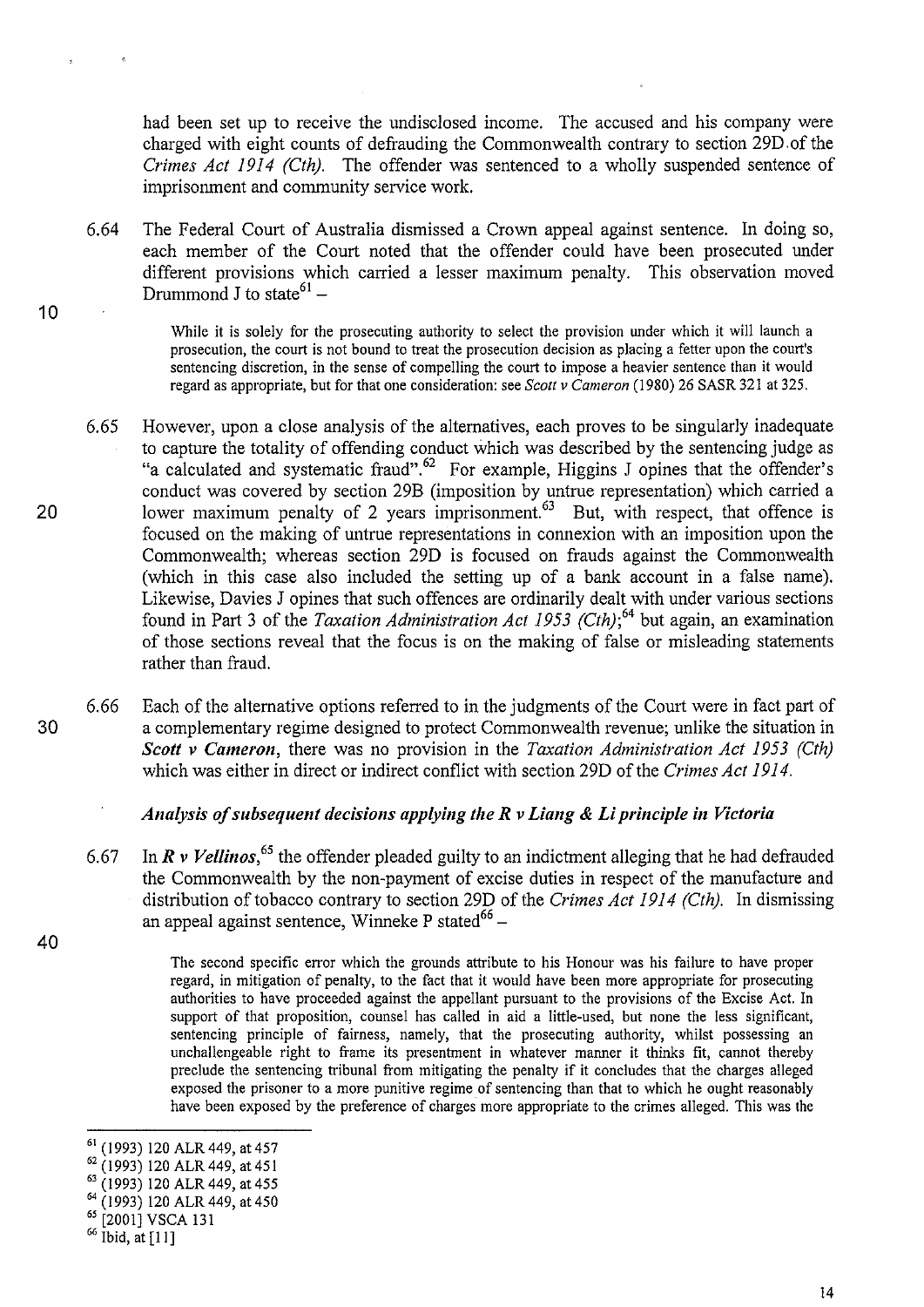had been set up to receive the undisclosed income. The accused and his company were charged with eight counts of defrauding the Commonwealth contrary to section 29D of the *Crimes Act 1914 (Cth).* The offender was sentenced to a wholly suspended sentence of imprisonment and community service work.

6.64 The Federal Court of Australia dismissed a Crown appeal against sentence. In doing so, each member of the Court noted that the offender could have been prosecuted under different provisions which carried a lesser maximum penalty. This observation moved Drummond J to state[61] –

> While it is solely for the prosecuting authority to select the provision under which it will launch a prosecution, the court is not bound to treat the prosecution decision as placing a fetter upon the court's sentencing discretion, in the sense of compelling the court to impose a heavier sentence than it would regard as appropriate, but for that one consideration: see *Scott v Cameron* (1980) 26 SASR 321 at 325.

6.65 However, upon a close analysis of the alternatives, each proves to be singularly inadequate to capture the totality of offending conduct which was described by the sentencing judge as "a calculated and systematic fraud".[62] For example, Higgins J opines that the offender's conduct was covered by section 29B (imposition by untrue representation) which carried a lower maximum penalty of 2 years imprisonment.[63] But, with respect, that offence is focused on the making of untrue representations in connexion with an imposition upon the Commonwealth; whereas section 29D is focused on frauds against the Commonwealth (which in this case also included the setting up of a bank account in a false name). Likewise, Davies J opines that such offences are ordinarily dealt with under various sections found in Part 3 of the *Taxation Administration Act 1953 (Cth)*;[64] but again, an examination of those sections reveal that the focus is on the making of false or misleading statements rather than fraud.

6.66 Each of the alternative options referred to in the judgments of the Court were in fact part of a complementary regime designed to protect Commonwealth revenue; unlike the situation in ***Scott v Cameron***, there was no provision in the *Taxation Administration Act 1953 (Cth)* which was either in direct or indirect conflict with section 29D of the *Crimes Act 1914.*

### *Analysis of subsequent decisions applying the R v Liang & Li principle in Victoria*

6.67 In ***R v Vellinos***,[65] the offender pleaded guilty to an indictment alleging that he had defrauded the Commonwealth by the non-payment of excise duties in respect of the manufacture and distribution of tobacco contrary to section 29D of the *Crimes Act 1914 (Cth).* In dismissing an appeal against sentence, Winneke P stated[66] –

> The second specific error which the grounds attribute to his Honour was his failure to have proper regard, in mitigation of penalty, to the fact that it would have been more appropriate for prosecuting authorities to have proceeded against the appellant pursuant to the provisions of the Excise Act. In support of that proposition, counsel has called in aid a little-used, but none the less significant, sentencing principle of fairness, namely, that the prosecuting authority, whilst possessing an unchallengeable right to frame its presentment in whatever manner it thinks fit, cannot thereby preclude the sentencing tribunal from mitigating the penalty if it concludes that the charges alleged exposed the prisoner to a more punitive regime of sentencing than that to which he ought reasonably have been exposed by the preference of charges more appropriate to the crimes alleged. This was the

---

[61] (1993) 120 ALR 449, at 457
[62] (1993) 120 ALR 449, at 451
[63] (1993) 120 ALR 449, at 455
[64] (1993) 120 ALR 449, at 450
[65] [2001] VSCA 131
[66] Ibid, at [11]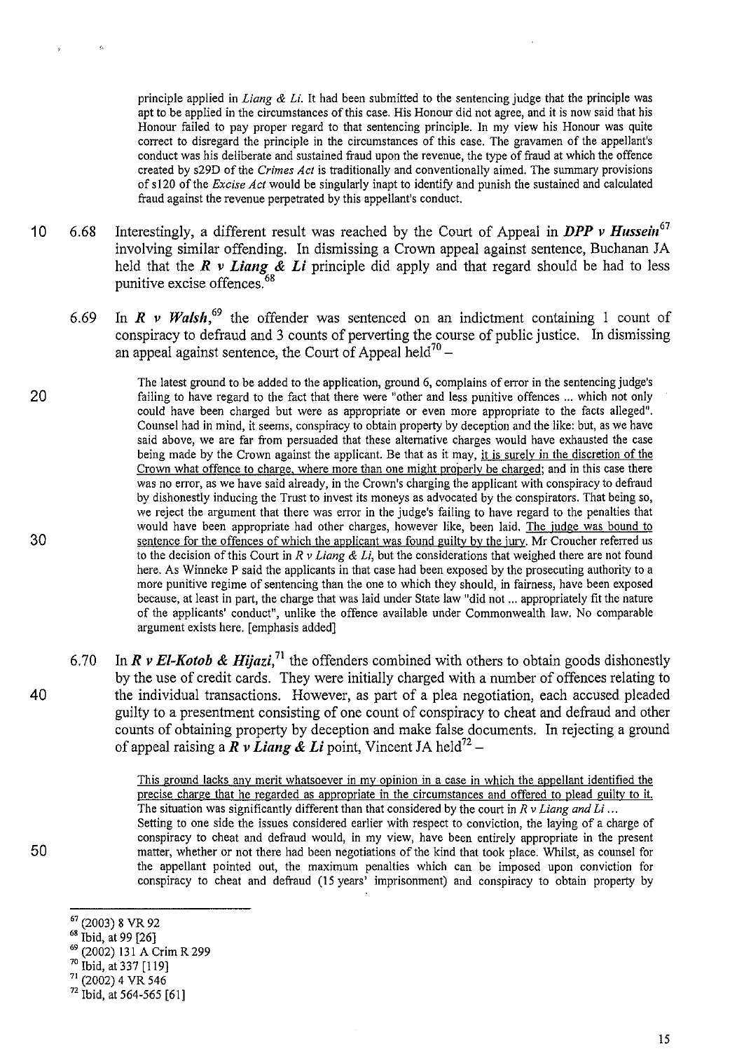> principle applied in *Liang & Li*. It had been submitted to the sentencing judge that the principle was apt to be applied in the circumstances of this case. His Honour did not agree, and it is now said that his Honour failed to pay proper regard to that sentencing principle. In my view his Honour was quite correct to disregard the principle in the circumstances of this case. The gravamen of the appellant's conduct was his deliberate and sustained fraud upon the revenue, the type of fraud at which the offence created by s29D of the *Crimes Act* is traditionally and conventionally aimed. The summary provisions of s120 of the *Excise Act* would be singularly inapt to identify and punish the sustained and calculated fraud against the revenue perpetrated by this appellant's conduct.

6.68 Interestingly, a different result was reached by the Court of Appeal in ***DPP v Hussein***[67] involving similar offending. In dismissing a Crown appeal against sentence, Buchanan JA held that the ***R v Liang & Li*** principle did apply and that regard should be had to less punitive excise offences.[68]

6.69 In ***R v Walsh***,[69] the offender was sentenced on an indictment containing 1 count of conspiracy to defraud and 3 counts of perverting the course of public justice. In dismissing an appeal against sentence, the Court of Appeal held[70] –

> The latest ground to be added to the application, ground 6, complains of error in the sentencing judge's failing to have regard to the fact that there were "other and less punitive offences ... which not only could have been charged but were as appropriate or even more appropriate to the facts alleged". Counsel had in mind, it seems, conspiracy to obtain property by deception and the like: but, as we have said above, we are far from persuaded that these alternative charges would have exhausted the case being made by the Crown against the applicant. Be that as it may, <u>it is surely in the discretion of the Crown what offence to charge, where more than one might properly be charged</u>; and in this case there was no error, as we have said already, in the Crown's charging the applicant with conspiracy to defraud by dishonestly inducing the Trust to invest its moneys as advocated by the conspirators. That being so, we reject the argument that there was error in the judge's failing to have regard to the penalties that would have been appropriate had other charges, however like, been laid. <u>The judge was bound to sentence for the offences of which the applicant was found guilty by the jury.</u> Mr Croucher referred us to the decision of this Court in *R v Liang & Li*, but the considerations that weighed there are not found here. As Winneke P said the applicants in that case had been exposed by the prosecuting authority to a more punitive regime of sentencing than the one to which they should, in fairness, have been exposed because, at least in part, the charge that was laid under State law "did not ... appropriately fit the nature of the applicants' conduct", unlike the offence available under Commonwealth law. No comparable argument exists here. [emphasis added]

6.70 In ***R v El-Kotob & Hijazi***,[71] the offenders combined with others to obtain goods dishonestly by the use of credit cards. They were initially charged with a number of offences relating to the individual transactions. However, as part of a plea negotiation, each accused pleaded guilty to a presentment consisting of one count of conspiracy to cheat and defraud and other counts of obtaining property by deception and make false documents. In rejecting a ground of appeal raising a ***R v Liang & Li*** point, Vincent JA held[72] –

> <u>This ground lacks any merit whatsoever in my opinion in a case in which the appellant identified the precise charge that he regarded as appropriate in the circumstances and offered to plead guilty to it.</u> The situation was significantly different than that considered by the court in *R v Liang and Li* ...
> Setting to one side the issues considered earlier with respect to conviction, the laying of a charge of conspiracy to cheat and defraud would, in my view, have been entirely appropriate in the present matter, whether or not there had been negotiations of the kind that took place. Whilst, as counsel for the appellant pointed out, the maximum penalties which can be imposed upon conviction for conspiracy to cheat and defraud (15 years' imprisonment) and conspiracy to obtain property by

---

[67] (2003) 8 VR 92
[68] Ibid, at 99 [26]
[69] (2002) 131 A Crim R 299
[70] Ibid, at 337 [119]
[71] (2002) 4 VR 546
[72] Ibid, at 564-565 [61]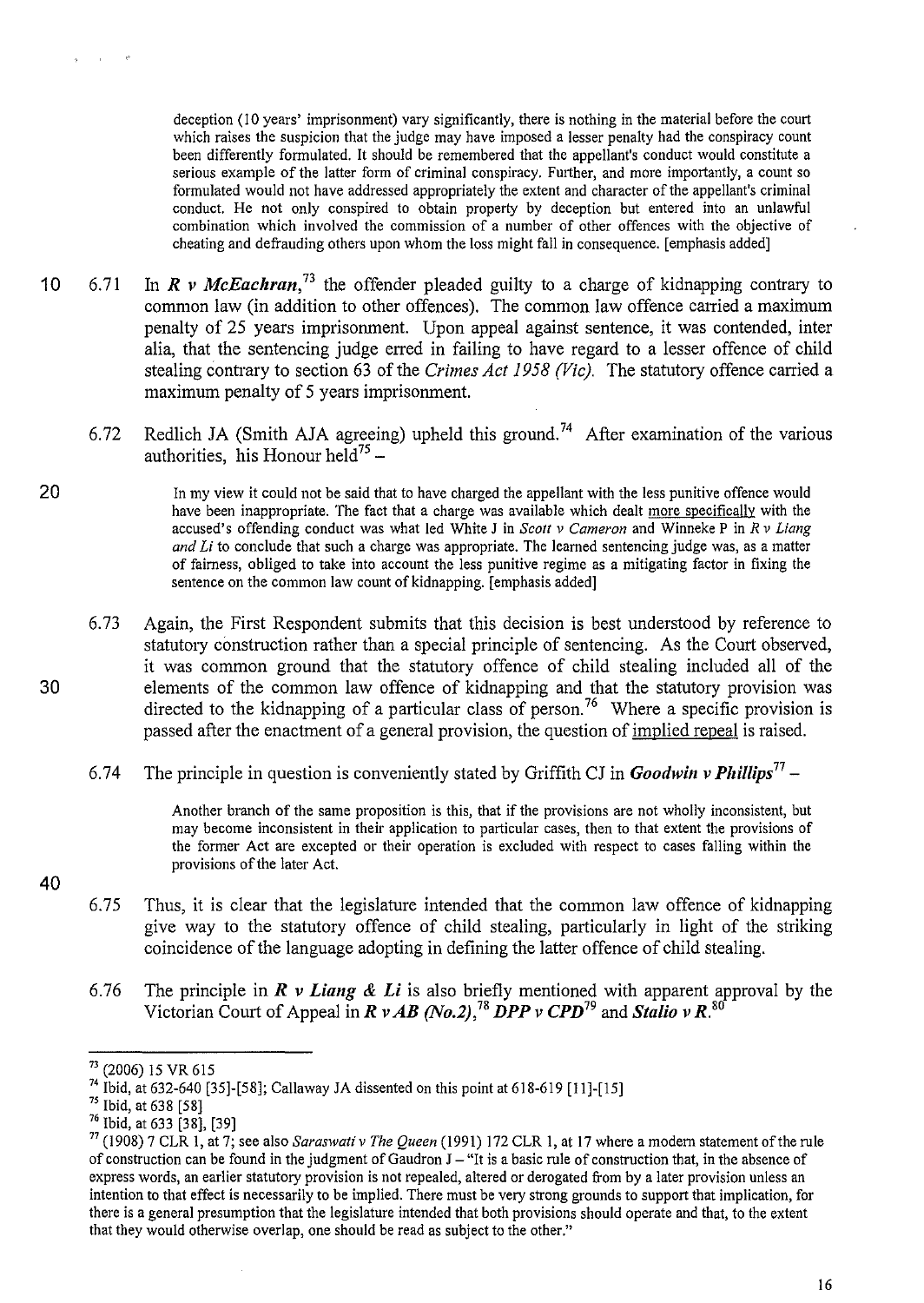> deception (10 years' imprisonment) vary significantly, there is nothing in the material before the court which raises the suspicion that the judge may have imposed a lesser penalty had the conspiracy count been differently formulated. It should be remembered that the appellant's conduct would constitute a serious example of the latter form of criminal conspiracy. Further, and more importantly, a count so formulated would not have addressed appropriately the extent and character of the appellant's criminal conduct. He not only conspired to obtain property by deception but entered into an unlawful combination which involved the commission of a number of other offences with the objective of cheating and defrauding others upon whom the loss might fall in consequence. [emphasis added]

6.71 In ***R v McEachran***,[73] the offender pleaded guilty to a charge of kidnapping contrary to common law (in addition to other offences). The common law offence carried a maximum penalty of 25 years imprisonment. Upon appeal against sentence, it was contended, inter alia, that the sentencing judge erred in failing to have regard to a lesser offence of child stealing contrary to section 63 of the *Crimes Act 1958 (Vic)*. The statutory offence carried a maximum penalty of 5 years imprisonment.

6.72 Redlich JA (Smith AJA agreeing) upheld this ground.[74] After examination of the various authorities, his Honour held[75] –

> In my view it could not be said that to have charged the appellant with the less punitive offence would have been inappropriate. The fact that a charge was available which dealt more specifically with the accused's offending conduct was what led White J in *Scott v Cameron* and Winneke P in *R v Liang and Li* to conclude that such a charge was appropriate. The learned sentencing judge was, as a matter of fairness, obliged to take into account the less punitive regime as a mitigating factor in fixing the sentence on the common law count of kidnapping. [emphasis added]

6.73 Again, the First Respondent submits that this decision is best understood by reference to statutory construction rather than a special principle of sentencing. As the Court observed, it was common ground that the statutory offence of child stealing included all of the elements of the common law offence of kidnapping and that the statutory provision was directed to the kidnapping of a particular class of person.[76] Where a specific provision is passed after the enactment of a general provision, the question of implied repeal is raised.

6.74 The principle in question is conveniently stated by Griffith CJ in ***Goodwin v Phillips***[77] –

> Another branch of the same proposition is this, that if the provisions are not wholly inconsistent, but may become inconsistent in their application to particular cases, then to that extent the provisions of the former Act are excepted or their operation is excluded with respect to cases falling within the provisions of the later Act.

6.75 Thus, it is clear that the legislature intended that the common law offence of kidnapping give way to the statutory offence of child stealing, particularly in light of the striking coincidence of the language adopting in defining the latter offence of child stealing.

6.76 The principle in ***R v Liang & Li*** is also briefly mentioned with apparent approval by the Victorian Court of Appeal in ***R v AB (No.2)***,[78] ***DPP v CPD***[79] and ***Stalio v R***.[80]

---

[73] (2006) 15 VR 615

[74] Ibid, at 632-640 [35]-[58]; Callaway JA dissented on this point at 618-619 [11]-[15]

[75] Ibid, at 638 [58]

[76] Ibid, at 633 [38], [39]

[77] (1908) 7 CLR 1, at 7; see also *Saraswati v The Queen* (1991) 172 CLR 1, at 17 where a modern statement of the rule of construction can be found in the judgment of Gaudron J – "It is a basic rule of construction that, in the absence of express words, an earlier statutory provision is not repealed, altered or derogated from by a later provision unless an intention to that effect is necessarily to be implied. There must be very strong grounds to support that implication, for there is a general presumption that the legislature intended that both provisions should operate and that, to the extent that they would otherwise overlap, one should be read as subject to the other."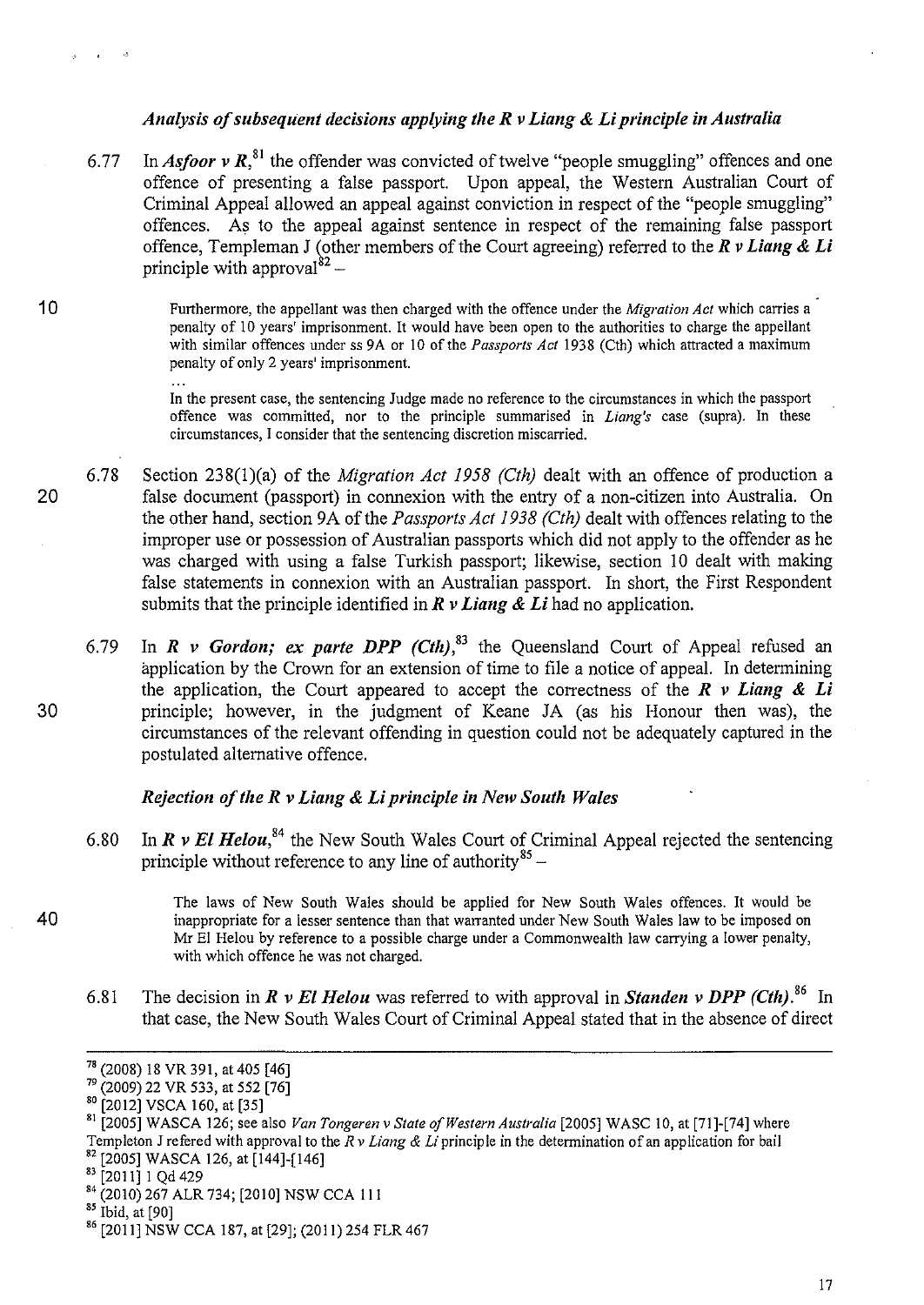### *Analysis of subsequent decisions applying the R v Liang & Li principle in Australia*

6.77 In ***Asfoor v R***,[81] the offender was convicted of twelve "people smuggling" offences and one offence of presenting a false passport. Upon appeal, the Western Australian Court of Criminal Appeal allowed an appeal against conviction in respect of the "people smuggling" offences. As to the appeal against sentence in respect of the remaining false passport offence, Templeman J (other members of the Court agreeing) referred to the ***R v Liang & Li*** principle with approval[82] –

> Furthermore, the appellant was then charged with the offence under the *Migration Act* which carries a penalty of 10 years' imprisonment. It would have been open to the authorities to charge the appellant with similar offences under ss 9A or 10 of the *Passports Act* 1938 (Cth) which attracted a maximum penalty of only 2 years' imprisonment.
>
> ...
>
> In the present case, the sentencing Judge made no reference to the circumstances in which the passport offence was committed, nor to the principle summarised in *Liang's* case (supra). In these circumstances, I consider that the sentencing discretion miscarried.

6.78 Section 238(1)(a) of the *Migration Act 1958 (Cth)* dealt with an offence of production a false document (passport) in connexion with the entry of a non-citizen into Australia. On the other hand, section 9A of the *Passports Act 1938 (Cth)* dealt with offences relating to the improper use or possession of Australian passports which did not apply to the offender as he was charged with using a false Turkish passport; likewise, section 10 dealt with making false statements in connexion with an Australian passport. In short, the First Respondent submits that the principle identified in ***R v Liang & Li*** had no application.

6.79 In ***R v Gordon; ex parte DPP (Cth)***,[83] the Queensland Court of Appeal refused an application by the Crown for an extension of time to file a notice of appeal. In determining the application, the Court appeared to accept the correctness of the ***R v Liang & Li*** principle; however, in the judgment of Keane JA (as his Honour then was), the circumstances of the relevant offending in question could not be adequately captured in the postulated alternative offence.

### *Rejection of the R v Liang & Li principle in New South Wales*

6.80 In ***R v El Helou***,[84] the New South Wales Court of Criminal Appeal rejected the sentencing principle without reference to any line of authority[85] –

> The laws of New South Wales should be applied for New South Wales offences. It would be inappropriate for a lesser sentence than that warranted under New South Wales law to be imposed on Mr El Helou by reference to a possible charge under a Commonwealth law carrying a lower penalty, with which offence he was not charged.

6.81 The decision in ***R v El Helou*** was referred to with approval in ***Standen v DPP (Cth)***.[86] In that case, the New South Wales Court of Criminal Appeal stated that in the absence of direct

---

[78] (2008) 18 VR 391, at 405 [46]

[79] (2009) 22 VR 533, at 552 [76]

[80] [2012] VSCA 160, at [35]

[81] [2005] WASCA 126; see also *Van Tongeren v State of Western Australia* [2005] WASC 10, at [71]-[74] where Templeton J refered with approval to the *R v Liang & Li* principle in the determination of an application for bail

[82] [2005] WASCA 126, at [144]-[146]

[83] [2011] 1 Qd 429

[84] (2010) 267 ALR 734; [2010] NSW CCA 111

[85] Ibid, at [90]

[86] [2011] NSW CCA 187, at [29]; (2011) 254 FLR 467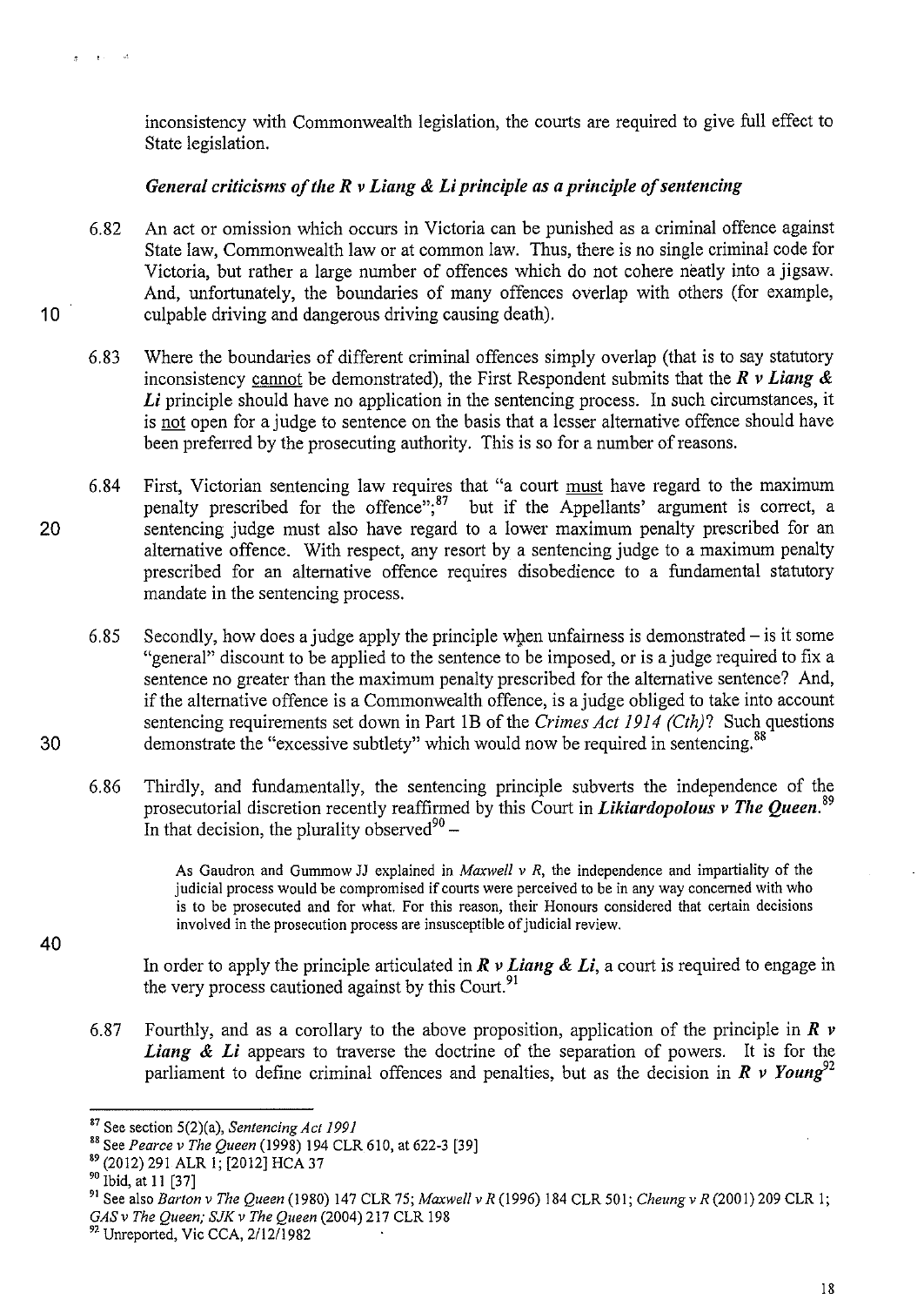inconsistency with Commonwealth legislation, the courts are required to give full effect to State legislation.

***General criticisms of the R v Liang & Li principle as a principle of sentencing***

6.82 An act or omission which occurs in Victoria can be punished as a criminal offence against State law, Commonwealth law or at common law. Thus, there is no single criminal code for Victoria, but rather a large number of offences which do not cohere neatly into a jigsaw. And, unfortunately, the boundaries of many offences overlap with others (for example, culpable driving and dangerous driving causing death).

6.83 Where the boundaries of different criminal offences simply overlap (that is to say statutory inconsistency cannot be demonstrated), the First Respondent submits that the ***R v Liang & Li*** principle should have no application in the sentencing process. In such circumstances, it is not open for a judge to sentence on the basis that a lesser alternative offence should have been preferred by the prosecuting authority. This is so for a number of reasons.

6.84 First, Victorian sentencing law requires that "a court must have regard to the maximum penalty prescribed for the offence";[87] but if the Appellants' argument is correct, a sentencing judge must also have regard to a lower maximum penalty prescribed for an alternative offence. With respect, any resort by a sentencing judge to a maximum penalty prescribed for an alternative offence requires disobedience to a fundamental statutory mandate in the sentencing process.

6.85 Secondly, how does a judge apply the principle when unfairness is demonstrated – is it some "general" discount to be applied to the sentence to be imposed, or is a judge required to fix a sentence no greater than the maximum penalty prescribed for the alternative sentence? And, if the alternative offence is a Commonwealth offence, is a judge obliged to take into account sentencing requirements set down in Part 1B of the *Crimes Act 1914 (Cth)*? Such questions demonstrate the "excessive subtlety" which would now be required in sentencing.[88]

6.86 Thirdly, and fundamentally, the sentencing principle subverts the independence of the prosecutorial discretion recently reaffirmed by this Court in ***Likiardopolous v The Queen***.[89] In that decision, the plurality observed[90] –

> As Gaudron and Gummow JJ explained in *Maxwell v R*, the independence and impartiality of the judicial process would be compromised if courts were perceived to be in any way concerned with who is to be prosecuted and for what. For this reason, their Honours considered that certain decisions involved in the prosecution process are insusceptible of judicial review.

In order to apply the principle articulated in ***R v Liang & Li***, a court is required to engage in the very process cautioned against by this Court.[91]

6.87 Fourthly, and as a corollary to the above proposition, application of the principle in ***R v Liang & Li*** appears to traverse the doctrine of the separation of powers. It is for the parliament to define criminal offences and penalties, but as the decision in ***R v Young***[92]

---

[87] See section 5(2)(a), *Sentencing Act 1991*

[88] See *Pearce v The Queen* (1998) 194 CLR 610, at 622-3 [39]

[89] (2012) 291 ALR 1; [2012] HCA 37

[90] Ibid, at 11 [37]

[91] See also *Barton v The Queen* (1980) 147 CLR 75; *Maxwell v R* (1996) 184 CLR 501; *Cheung v R* (2001) 209 CLR 1; *GAS v The Queen; SJK v The Queen* (2004) 217 CLR 198

[92] Unreported, Vic CCA, 2/12/1982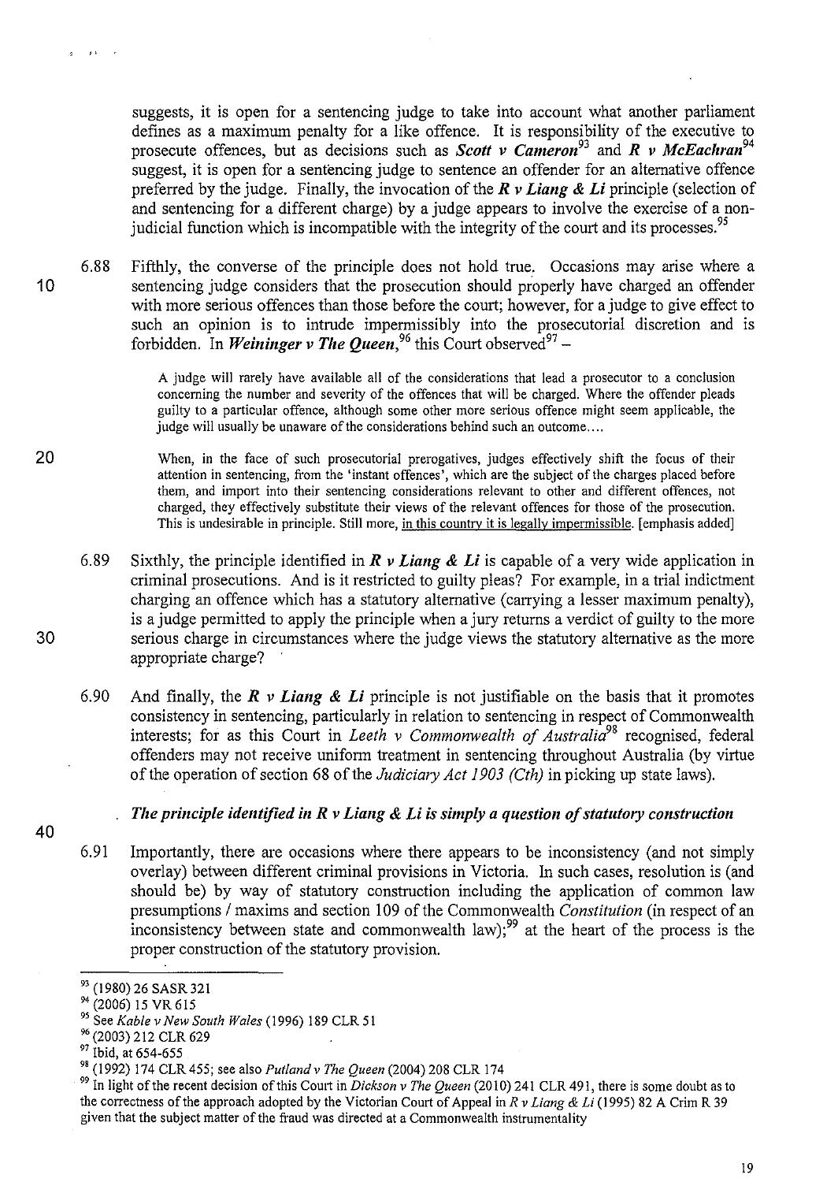suggests, it is open for a sentencing judge to take into account what another parliament defines as a maximum penalty for a like offence. It is responsibility of the executive to prosecute offences, but as decisions such as ***Scott v Cameron***[93] and ***R v McEachran***[94] suggest, it is open for a sentencing judge to sentence an offender for an alternative offence preferred by the judge. Finally, the invocation of the ***R v Liang & Li*** principle (selection of and sentencing for a different charge) by a judge appears to involve the exercise of a non-judicial function which is incompatible with the integrity of the court and its processes.[95]

6.88 Fifthly, the converse of the principle does not hold true. Occasions may arise where a sentencing judge considers that the prosecution should properly have charged an offender with more serious offences than those before the court; however, for a judge to give effect to such an opinion is to intrude impermissibly into the prosecutorial discretion and is forbidden. In ***Weininger v The Queen***,[96] this Court observed[97] –

> A judge will rarely have available all of the considerations that lead a prosecutor to a conclusion concerning the number and severity of the offences that will be charged. Where the offender pleads guilty to a particular offence, although some other more serious offence might seem applicable, the judge will usually be unaware of the considerations behind such an outcome....
>
> When, in the face of such prosecutorial prerogatives, judges effectively shift the focus of their attention in sentencing, from the 'instant offences', which are the subject of the charges placed before them, and import into their sentencing considerations relevant to other and different offences, not charged, they effectively substitute their views of the relevant offences for those of the prosecution. This is undesirable in principle. Still more, <u>in this country it is legally impermissible</u>. [emphasis added]

6.89 Sixthly, the principle identified in ***R v Liang & Li*** is capable of a very wide application in criminal prosecutions. And is it restricted to guilty pleas? For example, in a trial indictment charging an offence which has a statutory alternative (carrying a lesser maximum penalty), is a judge permitted to apply the principle when a jury returns a verdict of guilty to the more serious charge in circumstances where the judge views the statutory alternative as the more appropriate charge?

6.90 And finally, the ***R v Liang & Li*** principle is not justifiable on the basis that it promotes consistency in sentencing, particularly in relation to sentencing in respect of Commonwealth interests; for as this Court in *Leeth v Commonwealth of Australia*[98] recognised, federal offenders may not receive uniform treatment in sentencing throughout Australia (by virtue of the operation of section 68 of the *Judiciary Act 1903 (Cth)* in picking up state laws).

***The principle identified in R v Liang & Li is simply a question of statutory construction***

6.91 Importantly, there are occasions where there appears to be inconsistency (and not simply overlay) between different criminal provisions in Victoria. In such cases, resolution is (and should be) by way of statutory construction including the application of common law presumptions / maxims and section 109 of the Commonwealth *Constitution* (in respect of an inconsistency between state and commonwealth law);[99] at the heart of the process is the proper construction of the statutory provision.

---

[93] (1980) 26 SASR 321

[94] (2006) 15 VR 615

[95] See *Kable v New South Wales* (1996) 189 CLR 51

[96] (2003) 212 CLR 629

[97] Ibid, at 654-655

[98] (1992) 174 CLR 455; see also *Putland v The Queen* (2004) 208 CLR 174

[99] In light of the recent decision of this Court in *Dickson v The Queen* (2010) 241 CLR 491, there is some doubt as to the correctness of the approach adopted by the Victorian Court of Appeal in *R v Liang & Li* (1995) 82 A Crim R 39 given that the subject matter of the fraud was directed at a Commonwealth instrumentality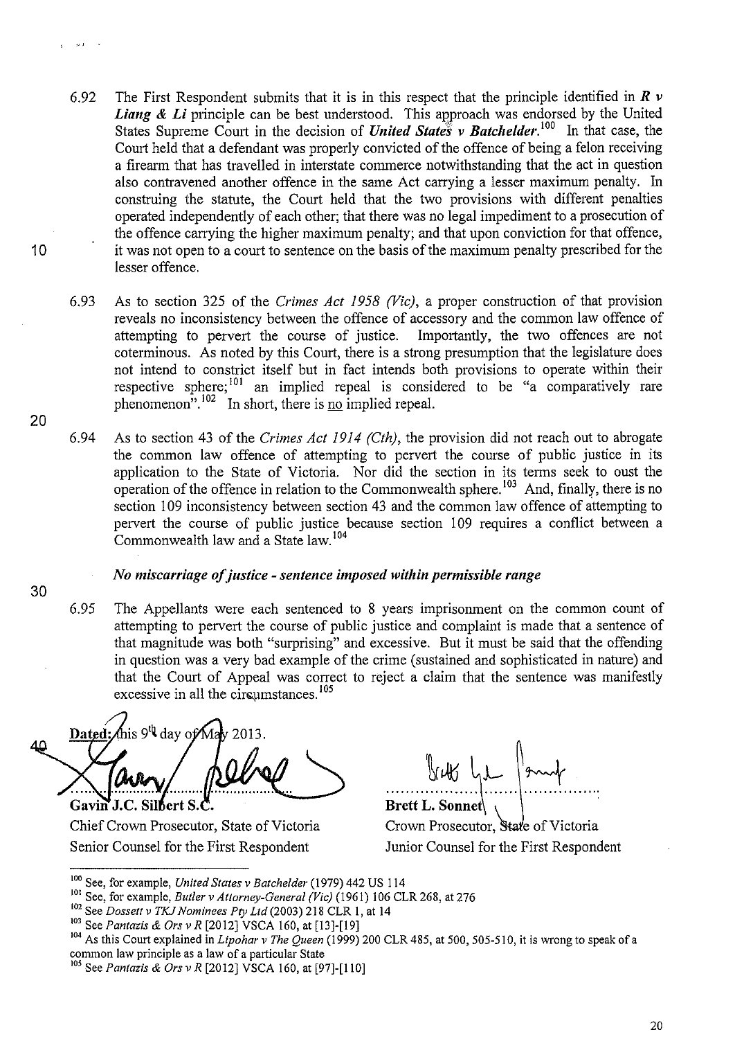6.92 The First Respondent submits that it is in this respect that the principle identified in ***R v Liang & Li*** principle can be best understood. This approach was endorsed by the United States Supreme Court in the decision of ***United States v Batchelder***.[100] In that case, the Court held that a defendant was properly convicted of the offence of being a felon receiving a firearm that has travelled in interstate commerce notwithstanding that the act in question also contravened another offence in the same Act carrying a lesser maximum penalty. In construing the statute, the Court held that the two provisions with different penalties operated independently of each other; that there was no legal impediment to a prosecution of the offence carrying the higher maximum penalty; and that upon conviction for that offence, it was not open to a court to sentence on the basis of the maximum penalty prescribed for the lesser offence.

6.93 As to section 325 of the *Crimes Act 1958 (Vic)*, a proper construction of that provision reveals no inconsistency between the offence of accessory and the common law offence of attempting to pervert the course of justice. Importantly, the two offences are not coterminous. As noted by this Court, there is a strong presumption that the legislature does not intend to constrict itself but in fact intends both provisions to operate within their respective sphere;[101] an implied repeal is considered to be "a comparatively rare phenomenon".[102] In short, there is <u>no</u> implied repeal.

6.94 As to section 43 of the *Crimes Act 1914 (Cth)*, the provision did not reach out to abrogate the common law offence of attempting to pervert the course of public justice in its application to the State of Victoria. Nor did the section in its terms seek to oust the operation of the offence in relation to the Commonwealth sphere.[103] And, finally, there is no section 109 inconsistency between section 43 and the common law offence of attempting to pervert the course of public justice because section 109 requires a conflict between a Commonwealth law and a State law.[104]

### *No miscarriage of justice - sentence imposed within permissible range*

6.95 The Appellants were each sentenced to 8 years imprisonment on the common count of attempting to pervert the course of public justice and complaint is made that a sentence of that magnitude was both "surprising" and excessive. But it must be said that the offending in question was a very bad example of the crime (sustained and sophisticated in nature) and that the Court of Appeal was correct to reject a claim that the sentence was manifestly excessive in all the circumstances.[105]

**Dated:** this 9th day of May 2013.

**Gavin J.C. Silbert S.C.**
Chief Crown Prosecutor, State of Victoria
Senior Counsel for the First Respondent

**Brett L. Sonnet**
Crown Prosecutor, State of Victoria
Junior Counsel for the First Respondent

---

[100] See, for example, *United States v Batchelder* (1979) 442 US 114

[101] See, for example, *Butler v Attorney-General (Vic)* (1961) 106 CLR 268, at 276

[102] See *Dossett v TKJ Nominees Pty Ltd* (2003) 218 CLR 1, at 14

[103] See *Pantazis & Ors v R* [2012] VSCA 160, at [13]-[19]

[104] As this Court explained in *Lipohar v The Queen* (1999) 200 CLR 485, at 500, 505-510, it is wrong to speak of a common law principle as a law of a particular State

[105] See *Pantazis & Ors v R* [2012] VSCA 160, at [97]-[110]